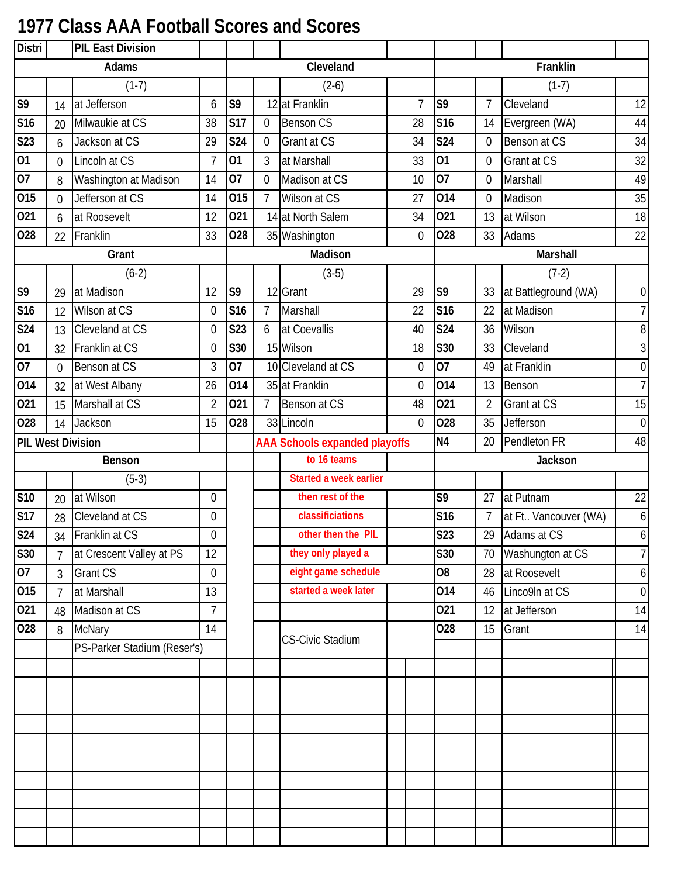# 1977 Class AAA Football Scores and Scores

| Distri | | PIL East Division | | | | | | | | | |
|---|---|---|---|---|---|---|---|---|---|---|---|
| | | Adams | | | | Cleveland | | | | Franklin | |
| | | (1-7) | | | | (2-6) | | | | (1-7) | |
| S9 | 14 | at Jefferson | 6 | S9 | 12 | at Franklin | 7 | S9 | 7 | Cleveland | 12 |
| S16 | 20 | Milwaukie at CS | 38 | S17 | 0 | Benson CS | 28 | S16 | 14 | Evergreen (WA) | 44 |
| S23 | 6 | Jackson at CS | 29 | S24 | 0 | Grant at CS | 34 | S24 | 0 | Benson at CS | 34 |
| O1 | 0 | Lincoln at CS | 7 | O1 | 3 | at Marshall | 33 | O1 | 0 | Grant at CS | 32 |
| O7 | 8 | Washington at Madison | 14 | O7 | 0 | Madison at CS | 10 | O7 | 0 | Marshall | 49 |
| O15 | 0 | Jefferson at CS | 14 | O15 | 7 | Wilson at CS | 27 | O14 | 0 | Madison | 35 |
| O21 | 6 | at Roosevelt | 12 | O21 | 14 | at North Salem | 34 | O21 | 13 | at Wilson | 18 |
| O28 | 22 | Franklin | 33 | O28 | 35 | Washington | 0 | O28 | 33 | Adams | 22 |
| | | Grant | | | | Madison | | | | Marshall | |
| | | (6-2) | | | | (3-5) | | | | (7-2) | |
| S9 | 29 | at Madison | 12 | S9 | 12 | Grant | 29 | S9 | 33 | at Battleground (WA) | 0 |
| S16 | 12 | Wilson at CS | 0 | S16 | 7 | Marshall | 22 | S16 | 22 | at Madison | 7 |
| S24 | 13 | Cleveland at CS | 0 | S23 | 6 | at Coevallis | 40 | S24 | 36 | Wilson | 8 |
| O1 | 32 | Franklin at CS | 0 | S30 | 15 | Wilson | 18 | S30 | 33 | Cleveland | 3 |
| O7 | 0 | Benson at CS | 3 | O7 | 10 | Cleveland at CS | 0 | O7 | 49 | at Franklin | 0 |
| O14 | 32 | at West Albany | 26 | O14 | 35 | at Franklin | 0 | O14 | 13 | Benson | 7 |
| O21 | 15 | Marshall at CS | 2 | O21 | 7 | Benson at CS | 48 | O21 | 2 | Grant at CS | 15 |
| O28 | 14 | Jackson | 15 | O28 | 33 | Lincoln | 0 | O28 | 35 | Jefferson | 0 |
| PIL West Division | | | | | | AAA Schools expanded playoffs | | N4 | 20 | Pendleton FR | 48 |
| | | Benson | | | | to 16 teams | | | | Jackson | |
| | | (5-3) | | | | Started a week earlier | | | | | |
| S10 | 20 | at Wilson | 0 | | | then rest of the | | S9 | 27 | at Putnam | 22 |
| S17 | 28 | Cleveland at CS | 0 | | | classificiations | | S16 | 7 | at Ft.. Vancouver (WA) | 6 |
| S24 | 34 | Franklin at CS | 0 | | | other then the PIL | | S23 | 29 | Adams at CS | 6 |
| S30 | 7 | at Crescent Valley at PS | 12 | | | they only played a | | S30 | 70 | Washungton at CS | 7 |
| O7 | 3 | Grant CS | 0 | | | eight game schedule | | O8 | 28 | at Roosevelt | 6 |
| O15 | 7 | at Marshall | 13 | | | started a week later | | O14 | 46 | Linco9ln at CS | 0 |
| O21 | 48 | Madison at CS | 7 | | | | | O21 | 12 | at Jefferson | 14 |
| O28 | 8 | McNary | 14 | | | CS-Civic Stadium | | O28 | 15 | Grant | 14 |
| | | PS-Parker Stadium (Reser's) | | | | | | | | | |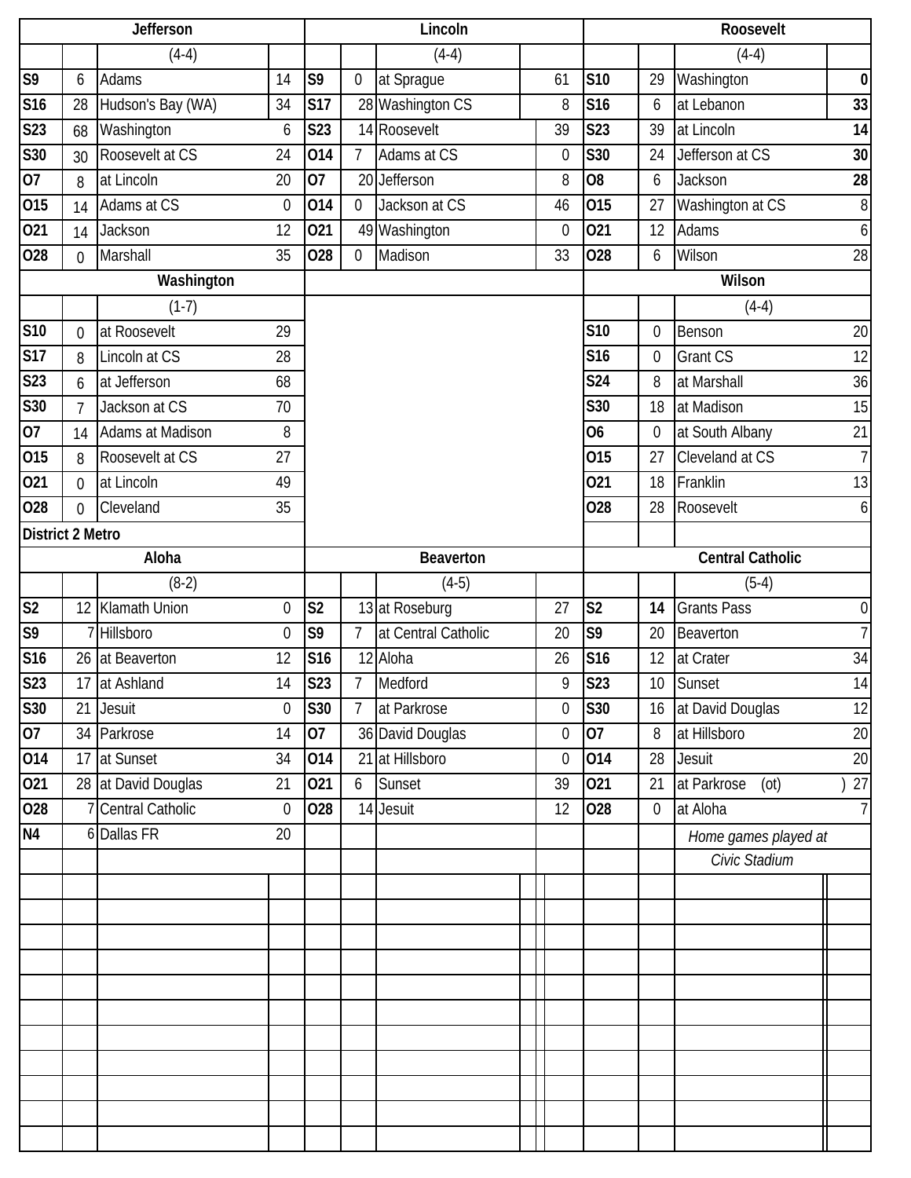## Jefferson

(4-4)

| Date | Score | Opponent | Opp |
|---|---|---|---|
| S9 | 6 | Adams | 14 |
| S16 | 28 | Hudson's Bay (WA) | 34 |
| S23 | 68 | Washington | 6 |
| S30 | 30 | Roosevelt at CS | 24 |
| O7 | 8 | at Lincoln | 20 |
| O15 | 14 | Adams at CS | 0 |
| O21 | 14 | Jackson | 12 |
| O28 | 0 | Marshall | 35 |

## Lincoln

(4-4)

| Date | Score | Opponent | Opp |
|---|---|---|---|
| S9 | 0 | at Sprague | 61 |
| S17 | 28 | Washington CS | 8 |
| S23 | 14 | Roosevelt | 39 |
| O14 | 7 | Adams at CS | 0 |
| O7 | 20 | Jefferson | 8 |
| O14 | 0 | Jackson at CS | 46 |
| O21 | 49 | Washington | 0 |
| O28 | 0 | Madison | 33 |

## Roosevelt

(4-4)

| Date | Score | Opponent | Opp |
|---|---|---|---|
| S10 | 29 | Washington | **0** |
| S16 | 6 | at Lebanon | **33** |
| S23 | 39 | at Lincoln | **14** |
| S30 | 24 | Jefferson at CS | **30** |
| O8 | 6 | Jackson | **28** |
| O15 | 27 | Washington at CS | 8 |
| O21 | 12 | Adams | 6 |
| O28 | 6 | Wilson | 28 |

## Washington

(1-7)

| Date | Score | Opponent | Opp |
|---|---|---|---|
| S10 | 0 | at Roosevelt | 29 |
| S17 | 8 | Lincoln at CS | 28 |
| S23 | 6 | at Jefferson | 68 |
| S30 | 7 | Jackson at CS | 70 |
| O7 | 14 | Adams at Madison | 8 |
| O15 | 8 | Roosevelt at CS | 27 |
| O21 | 0 | at Lincoln | 49 |
| O28 | 0 | Cleveland | 35 |

## Wilson

(4-4)

| Date | Score | Opponent | Opp |
|---|---|---|---|
| S10 | 0 | Benson | 20 |
| S16 | 0 | Grant CS | 12 |
| S24 | 8 | at Marshall | 36 |
| S30 | 18 | at Madison | 15 |
| O6 | 0 | at South Albany | 21 |
| O15 | 27 | Cleveland at CS | 7 |
| O21 | 18 | Franklin | 13 |
| O28 | 28 | Roosevelt | 6 |

# District 2 Metro

## Aloha

(8-2)

| Date | Score | Opponent | Opp |
|---|---|---|---|
| S2 | 12 | Klamath Union | 0 |
| S9 | 7 | Hillsboro | 0 |
| S16 | 26 | at Beaverton | 12 |
| S23 | 17 | at Ashland | 14 |
| S30 | 21 | Jesuit | 0 |
| O7 | 34 | Parkrose | 14 |
| O14 | 17 | at Sunset | 34 |
| O21 | 28 | at David Douglas | 21 |
| O28 | 7 | Central Catholic | 0 |
| N4 | 6 | Dallas FR | 20 |

## Beaverton

(4-5)

| Date | Score | Opponent | Opp |
|---|---|---|---|
| S2 | 13 | at Roseburg | 27 |
| S9 | 7 | at Central Catholic | 20 |
| S16 | 12 | Aloha | 26 |
| S23 | 7 | Medford | 9 |
| S30 | 7 | at Parkrose | 0 |
| O7 | 36 | David Douglas | 0 |
| O14 | 21 | at Hillsboro | 0 |
| O21 | 6 | Sunset | 39 |
| O28 | 14 | Jesuit | 12 |

## Central Catholic

(5-4)

| Date | Score | Opponent | Opp |
|---|---|---|---|
| S2 | **14** | Grants Pass | 0 |
| S9 | 20 | Beaverton | 7 |
| S16 | 12 | at Crater | 34 |
| S23 | 10 | Sunset | 14 |
| S30 | 16 | at David Douglas | 12 |
| O7 | 8 | at Hillsboro | 20 |
| O14 | 28 | Jesuit | 20 |
| O21 | 21 | at Parkrose (ot) | ) 27 |
| O28 | 0 | at Aloha | 7 |

*Home games played at Civic Stadium*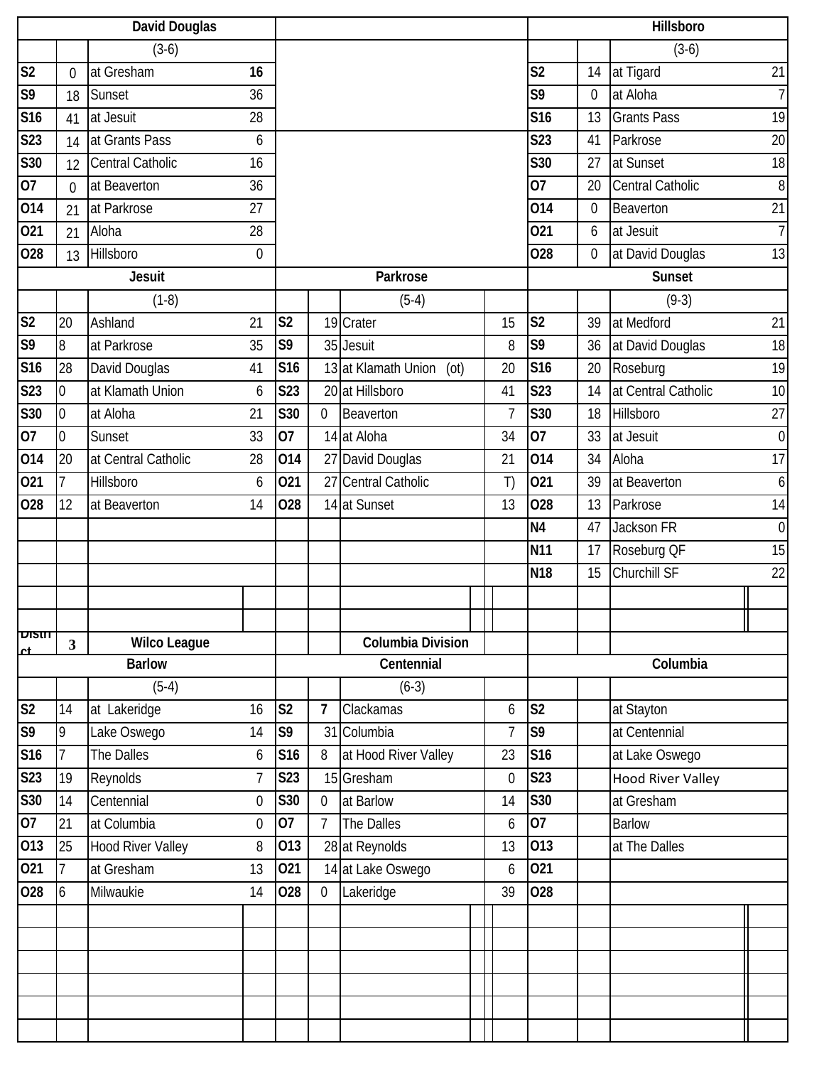### David Douglas (3-6)

| Date | Score | Opponent | Score |
|---|---|---|---|
| S2 | 0 | at Gresham | **16** |
| S9 | 18 | Sunset | 36 |
| S16 | 41 | at Jesuit | 28 |
| S23 | 14 | at Grants Pass | 6 |
| S30 | 12 | Central Catholic | 16 |
| O7 | 0 | at Beaverton | 36 |
| O14 | 21 | at Parkrose | 27 |
| O21 | 21 | Aloha | 28 |
| O28 | 13 | Hillsboro | 0 |

### Hillsboro (3-6)

| Date | Score | Opponent | Score |
|---|---|---|---|
| S2 | 14 | at Tigard | 21 |
| S9 | 0 | at Aloha | 7 |
| S16 | 13 | Grants Pass | 19 |
| S23 | 41 | Parkrose | 20 |
| S30 | 27 | at Sunset | 18 |
| O7 | 20 | Central Catholic | 8 |
| O14 | 0 | Beaverton | 21 |
| O21 | 6 | at Jesuit | 7 |
| O28 | 0 | at David Douglas | 13 |

### Jesuit (1-8)

| Date | Score | Opponent | Score |
|---|---|---|---|
| S2 | 20 | Ashland | 21 |
| S9 | 8 | at Parkrose | 35 |
| S16 | 28 | David Douglas | 41 |
| S23 | 0 | at Klamath Union | 6 |
| S30 | 0 | at Aloha | 21 |
| O7 | 0 | Sunset | 33 |
| O14 | 20 | at Central Catholic | 28 |
| O21 | 7 | Hillsboro | 6 |
| O28 | 12 | at Beaverton | 14 |

### Parkrose (5-4)

| Date | Score | Opponent | Score |
|---|---|---|---|
| S2 | 19 | Crater | 15 |
| S9 | 35 | Jesuit | 8 |
| S16 | 13 | at Klamath Union (ot) | 20 |
| S23 | 20 | at Hillsboro | 41 |
| S30 | 0 | Beaverton | 7 |
| O7 | 14 | at Aloha | 34 |
| O14 | 27 | David Douglas | 21 |
| O21 | 27 | Central Catholic | T) |
| O28 | 14 | at Sunset | 13 |

### Sunset (9-3)

| Date | Score | Opponent | Score |
|---|---|---|---|
| S2 | 39 | at Medford | 21 |
| S9 | 36 | at David Douglas | 18 |
| S16 | 20 | Roseburg | 19 |
| S23 | 14 | at Central Catholic | 10 |
| S30 | 18 | Hillsboro | 27 |
| O7 | 33 | at Jesuit | 0 |
| O14 | 34 | Aloha | 17 |
| O21 | 39 | at Beaverton | 6 |
| O28 | 13 | Parkrose | 14 |
| N4 | 47 | Jackson FR | 0 |
| N11 | 17 | Roseburg QF | 15 |
| N18 | 15 | Churchill SF | 22 |

## District 3 — Wilco League — Columbia Division

### Barlow (5-4)

| Date | Score | Opponent | Score |
|---|---|---|---|
| S2 | 14 | at Lakeridge | 16 |
| S9 | 9 | Lake Oswego | 14 |
| S16 | 7 | The Dalles | 6 |
| S23 | 19 | Reynolds | 7 |
| S30 | 14 | Centennial | 0 |
| O7 | 21 | at Columbia | 0 |
| O13 | 25 | Hood River Valley | 8 |
| O21 | 7 | at Gresham | 13 |
| O28 | 6 | Milwaukie | 14 |

### Centennial (6-3)

| Date | Score | Opponent | Score |
|---|---|---|---|
| S2 | **7** | Clackamas | 6 |
| S9 | 31 | Columbia | 7 |
| S16 | 8 | at Hood River Valley | 23 |
| S23 | 15 | Gresham | 0 |
| S30 | 0 | at Barlow | 14 |
| O7 | 7 | The Dalles | 6 |
| O13 | 28 | at Reynolds | 13 |
| O21 | 14 | at Lake Oswego | 6 |
| O28 | 0 | Lakeridge | 39 |

### Columbia

| Date | Score | Opponent | Score |
|---|---|---|---|
| S2 | | at Stayton | |
| S9 | | at Centennial | |
| S16 | | at Lake Oswego | |
| S23 | | Hood River Valley | |
| S30 | | at Gresham | |
| O7 | | Barlow | |
| O13 | | at The Dalles | |
| O21 | | | |
| O28 | | | |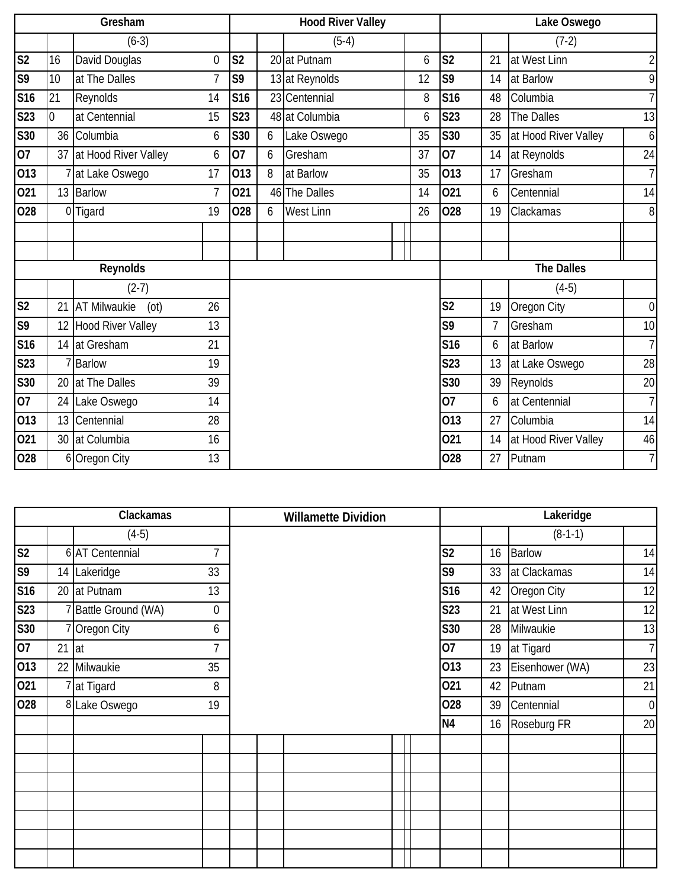## Gresham

(6-3)

| Date | Score | Opponent | Opp |
|---|---|---|---|
| S2 | 16 | David Douglas | 0 |
| S9 | 10 | at The Dalles | 7 |
| S16 | 21 | Reynolds | 14 |
| S23 | 0 | at Centennial | 15 |
| S30 | 36 | Columbia | 6 |
| O7 | 37 | at Hood River Valley | 6 |
| O13 | 7 | at Lake Oswego | 17 |
| O21 | 13 | Barlow | 7 |
| O28 | 0 | Tigard | 19 |

## Hood River Valley

(5-4)

| Date | Score | Opponent | Opp |
|---|---|---|---|
| S2 | 20 | at Putnam | 6 |
| S9 | 13 | at Reynolds | 12 |
| S16 | 23 | Centennial | 8 |
| S23 | 48 | at Columbia | 6 |
| S30 | 6 | Lake Oswego | 35 |
| O7 | 6 | Gresham | 37 |
| O13 | 8 | at Barlow | 35 |
| O21 | 46 | The Dalles | 14 |
| O28 | 6 | West Linn | 26 |

## Lake Oswego

(7-2)

| Date | Score | Opponent | Opp |
|---|---|---|---|
| S2 | 21 | at West Linn | 2 |
| S9 | 14 | at Barlow | 9 |
| S16 | 48 | Columbia | 7 |
| S23 | 28 | The Dalles | 13 |
| S30 | 35 | at Hood River Valley | 6 |
| O7 | 14 | at Reynolds | 24 |
| O13 | 17 | Gresham | 7 |
| O21 | 6 | Centennial | 14 |
| O28 | 19 | Clackamas | 8 |

## Reynolds

(2-7)

| Date | Score | Opponent | Opp |
|---|---|---|---|
| S2 | 21 | AT Milwaukie (ot) | 26 |
| S9 | 12 | Hood River Valley | 13 |
| S16 | 14 | at Gresham | 21 |
| S23 | 7 | Barlow | 19 |
| S30 | 20 | at The Dalles | 39 |
| O7 | 24 | Lake Oswego | 14 |
| O13 | 13 | Centennial | 28 |
| O21 | 30 | at Columbia | 16 |
| O28 | 6 | Oregon City | 13 |

## The Dalles

(4-5)

| Date | Score | Opponent | Opp |
|---|---|---|---|
| S2 | 19 | Oregon City | 0 |
| S9 | 7 | Gresham | 10 |
| S16 | 6 | at Barlow | 7 |
| S23 | 13 | at Lake Oswego | 28 |
| S30 | 39 | Reynolds | 20 |
| O7 | 6 | at Centennial | 7 |
| O13 | 27 | Columbia | 14 |
| O21 | 14 | at Hood River Valley | 46 |
| O28 | 27 | Putnam | 7 |

# Willamette Dividion

## Clackamas

(4-5)

| Date | Score | Opponent | Opp |
|---|---|---|---|
| S2 | 6 | AT Centennial | 7 |
| S9 | 14 | Lakeridge | 33 |
| S16 | 20 | at Putnam | 13 |
| S23 | 7 | Battle Ground (WA) | 0 |
| S30 | 7 | Oregon City | 6 |
| O7 | 21 | at | 7 |
| O13 | 22 | Milwaukie | 35 |
| O21 | 7 | at Tigard | 8 |
| O28 | 8 | Lake Oswego | 19 |

## Lakeridge

(8-1-1)

| Date | Score | Opponent | Opp |
|---|---|---|---|
| S2 | 16 | Barlow | 14 |
| S9 | 33 | at Clackamas | 14 |
| S16 | 42 | Oregon City | 12 |
| S23 | 21 | at West Linn | 12 |
| S30 | 28 | Milwaukie | 13 |
| O7 | 19 | at Tigard | 7 |
| O13 | 23 | Eisenhower (WA) | 23 |
| O21 | 42 | Putnam | 21 |
| O28 | 39 | Centennial | 0 |
| N4 | 16 | Roseburg FR | 20 |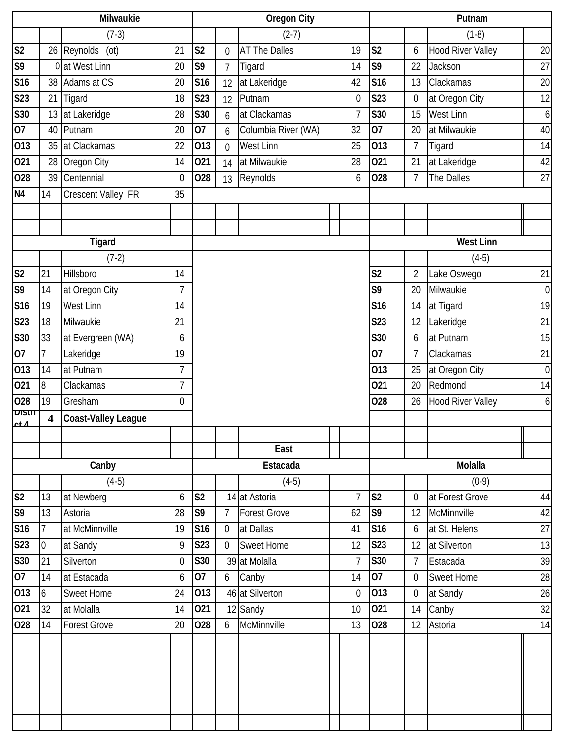## Milwaukie

(7-3)

| Date | Score | Opponent | Opp |
|---|---|---|---|
| S2 | 26 | Reynolds (ot) | 21 |
| S9 | 0 | at West Linn | 20 |
| S16 | 38 | Adams at CS | 20 |
| S23 | 21 | Tigard | 18 |
| S30 | 13 | at Lakeridge | 28 |
| O7 | 40 | Putnam | 20 |
| O13 | 35 | at Clackamas | 22 |
| O21 | 28 | Oregon City | 14 |
| O28 | 39 | Centennial | 0 |
| N4 | 14 | Crescent Valley FR | 35 |

## Oregon City

(2-7)

| Date | Score | Opponent | Opp |
|---|---|---|---|
| S2 | 0 | AT The Dalles | 19 |
| S9 | 7 | Tigard | 14 |
| S16 | 12 | at Lakeridge | 42 |
| S23 | 12 | Putnam | 0 |
| S30 | 6 | at Clackamas | 7 |
| O7 | 6 | Columbia River (WA) | 32 |
| O13 | 0 | West Linn | 25 |
| O21 | 14 | at Milwaukie | 28 |
| O28 | 13 | Reynolds | 6 |

## Putnam

(1-8)

| Date | Score | Opponent | Opp |
|---|---|---|---|
| S2 | 6 | Hood River Valley | 20 |
| S9 | 22 | Jackson | 27 |
| S16 | 13 | Clackamas | 20 |
| S23 | 0 | at Oregon City | 12 |
| S30 | 15 | West Linn | 6 |
| O7 | 20 | at Milwaukie | 40 |
| O13 | 7 | Tigard | 14 |
| O21 | 21 | at Lakeridge | 42 |
| O28 | 7 | The Dalles | 27 |

## Tigard

(7-2)

| Date | Score | Opponent | Opp |
|---|---|---|---|
| S2 | 21 | Hillsboro | 14 |
| S9 | 14 | at Oregon City | 7 |
| S16 | 19 | West Linn | 14 |
| S23 | 18 | Milwaukie | 21 |
| S30 | 33 | at Evergreen (WA) | 6 |
| O7 | 7 | Lakeridge | 19 |
| O13 | 14 | at Putnam | 7 |
| O21 | 8 | Clackamas | 7 |
| O28 | 19 | Gresham | 0 |

## West Linn

(4-5)

| Date | Score | Opponent | Opp |
|---|---|---|---|
| S2 | 2 | Lake Oswego | 21 |
| S9 | 20 | Milwaukie | 0 |
| S16 | 14 | at Tigard | 19 |
| S23 | 12 | Lakeridge | 21 |
| S30 | 6 | at Putnam | 15 |
| O7 | 7 | Clackamas | 21 |
| O13 | 25 | at Oregon City | 0 |
| O21 | 20 | Redmond | 14 |
| O28 | 26 | Hood River Valley | 6 |

**District 4 — Coast-Valley League**

### East

## Canby

(4-5)

| Date | Score | Opponent | Opp |
|---|---|---|---|
| S2 | 13 | at Newberg | 6 |
| S9 | 13 | Astoria | 28 |
| S16 | 7 | at McMinnville | 19 |
| S23 | 0 | at Sandy | 9 |
| S30 | 21 | Silverton | 0 |
| O7 | 14 | at Estacada | 6 |
| O13 | 6 | Sweet Home | 24 |
| O21 | 32 | at Molalla | 14 |
| O28 | 14 | Forest Grove | 20 |

## Estacada

(4-5)

| Date | Score | Opponent | Opp |
|---|---|---|---|
| S2 | 14 | at Astoria | 7 |
| S9 | 7 | Forest Grove | 62 |
| S16 | 0 | at Dallas | 41 |
| S23 | 0 | Sweet Home | 12 |
| S30 | 39 | at Molalla | 7 |
| O7 | 6 | Canby | 14 |
| O13 | 46 | at Silverton | 0 |
| O21 | 12 | Sandy | 10 |
| O28 | 6 | McMinnville | 13 |

## Molalla

(0-9)

| Date | Score | Opponent | Opp |
|---|---|---|---|
| S2 | 0 | at Forest Grove | 44 |
| S9 | 12 | McMinnville | 42 |
| S16 | 6 | at St. Helens | 27 |
| S23 | 12 | at Silverton | 13 |
| S30 | 7 | Estacada | 39 |
| O7 | 0 | Sweet Home | 28 |
| O13 | 0 | at Sandy | 26 |
| O21 | 14 | Canby | 32 |
| O28 | 12 | Astoria | 14 |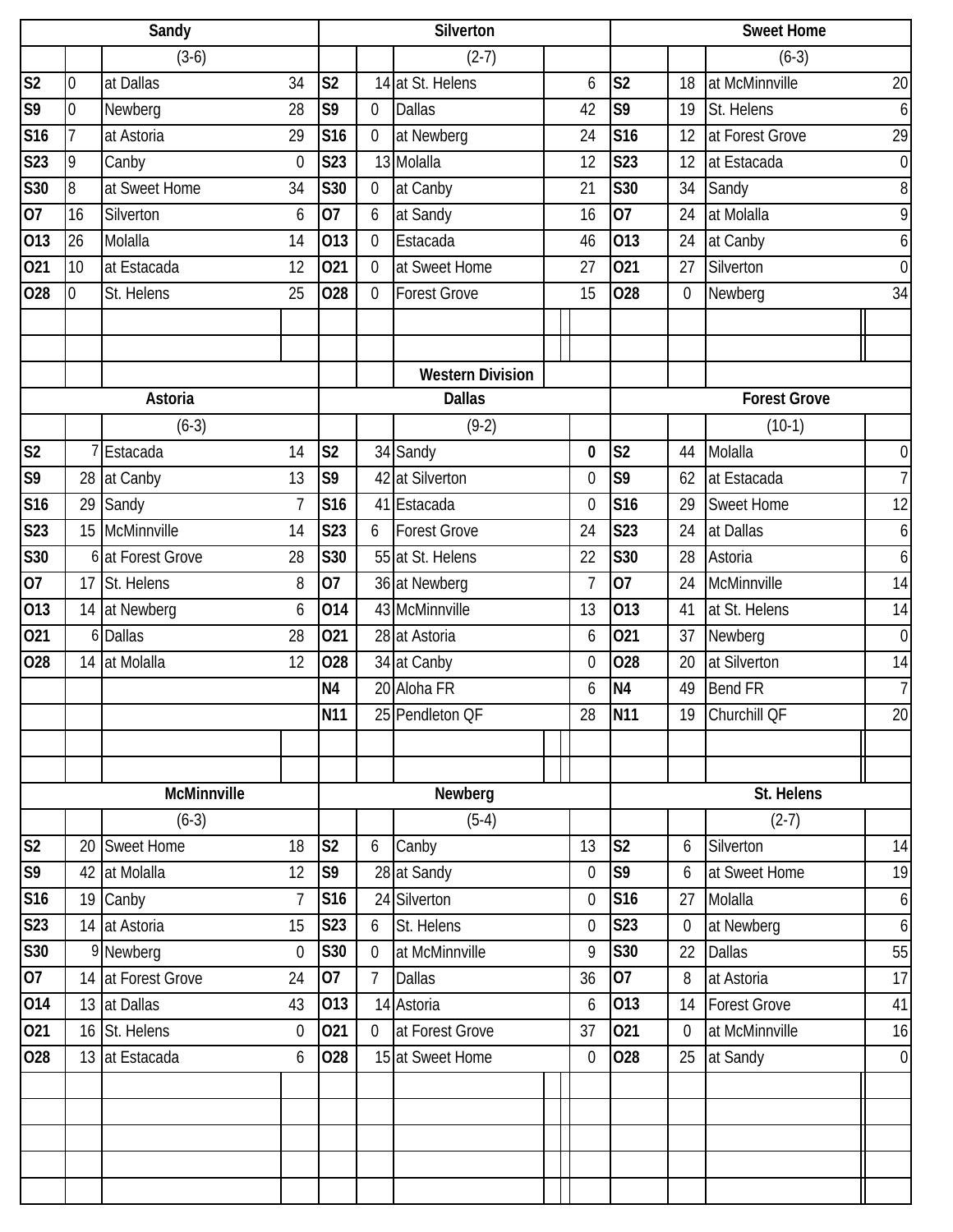## Western Division

### Sandy

(3-6)

| Date | Score | Opponent | Opp |
|---|---|---|---|
| S2 | 0 | at Dallas | 34 |
| S9 | 0 | Newberg | 28 |
| S16 | 7 | at Astoria | 29 |
| S23 | 9 | Canby | 0 |
| S30 | 8 | at Sweet Home | 34 |
| O7 | 16 | Silverton | 6 |
| O13 | 26 | Molalla | 14 |
| O21 | 10 | at Estacada | 12 |
| O28 | 0 | St. Helens | 25 |

### Silverton

(2-7)

| Date | Score | Opponent | Opp |
|---|---|---|---|
| S2 | 14 | at St. Helens | 6 |
| S9 | 0 | Dallas | 42 |
| S16 | 0 | at Newberg | 24 |
| S23 | 13 | Molalla | 12 |
| S30 | 0 | at Canby | 21 |
| O7 | 6 | at Sandy | 16 |
| O13 | 0 | Estacada | 46 |
| O21 | 0 | at Sweet Home | 27 |
| O28 | 0 | Forest Grove | 15 |

### Sweet Home

(6-3)

| Date | Score | Opponent | Opp |
|---|---|---|---|
| S2 | 18 | at McMinnville | 20 |
| S9 | 19 | St. Helens | 6 |
| S16 | 12 | at Forest Grove | 29 |
| S23 | 12 | at Estacada | 0 |
| S30 | 34 | Sandy | 8 |
| O7 | 24 | at Molalla | 9 |
| O13 | 24 | at Canby | 6 |
| O21 | 27 | Silverton | 0 |
| O28 | 0 | Newberg | 34 |

### Astoria

(6-3)

| Date | Score | Opponent | Opp |
|---|---|---|---|
| S2 | 7 | Estacada | 14 |
| S9 | 28 | at Canby | 13 |
| S16 | 29 | Sandy | 7 |
| S23 | 15 | McMinnville | 14 |
| S30 | 6 | at Forest Grove | 28 |
| O7 | 17 | St. Helens | 8 |
| O13 | 14 | at Newberg | 6 |
| O21 | 6 | Dallas | 28 |
| O28 | 14 | at Molalla | 12 |

### Dallas

(9-2)

| Date | Score | Opponent | Opp |
|---|---|---|---|
| S2 | 34 | Sandy | **0** |
| S9 | 42 | at Silverton | 0 |
| S16 | 41 | Estacada | 0 |
| S23 | 6 | Forest Grove | 24 |
| S30 | 55 | at St. Helens | 22 |
| O7 | 36 | at Newberg | 7 |
| O14 | 43 | McMinnville | 13 |
| O21 | 28 | at Astoria | 6 |
| O28 | 34 | at Canby | 0 |
| N4 | 20 | Aloha FR | 6 |
| N11 | 25 | Pendleton QF | 28 |

### Forest Grove

(10-1)

| Date | Score | Opponent | Opp |
|---|---|---|---|
| S2 | 44 | Molalla | 0 |
| S9 | 62 | at Estacada | 7 |
| S16 | 29 | Sweet Home | 12 |
| S23 | 24 | at Dallas | 6 |
| S30 | 28 | Astoria | 6 |
| O7 | 24 | McMinnville | 14 |
| O13 | 41 | at St. Helens | 14 |
| O21 | 37 | Newberg | 0 |
| O28 | 20 | at Silverton | 14 |
| N4 | 49 | Bend FR | 7 |
| N11 | 19 | Churchill QF | 20 |

### McMinnville

(6-3)

| Date | Score | Opponent | Opp |
|---|---|---|---|
| S2 | 20 | Sweet Home | 18 |
| S9 | 42 | at Molalla | 12 |
| S16 | 19 | Canby | 7 |
| S23 | 14 | at Astoria | 15 |
| S30 | 9 | Newberg | 0 |
| O7 | 14 | at Forest Grove | 24 |
| O14 | 13 | at Dallas | 43 |
| O21 | 16 | St. Helens | 0 |
| O28 | 13 | at Estacada | 6 |

### Newberg

(5-4)

| Date | Score | Opponent | Opp |
|---|---|---|---|
| S2 | 6 | Canby | 13 |
| S9 | 28 | at Sandy | 0 |
| S16 | 24 | Silverton | 0 |
| S23 | 6 | St. Helens | 0 |
| S30 | 0 | at McMinnville | 9 |
| O7 | 7 | Dallas | 36 |
| O13 | 14 | Astoria | 6 |
| O21 | 0 | at Forest Grove | 37 |
| O28 | 15 | at Sweet Home | 0 |

### St. Helens

(2-7)

| Date | Score | Opponent | Opp |
|---|---|---|---|
| S2 | 6 | Silverton | 14 |
| S9 | 6 | at Sweet Home | 19 |
| S16 | 27 | Molalla | 6 |
| S23 | 0 | at Newberg | 6 |
| S30 | 22 | Dallas | 55 |
| O7 | 8 | at Astoria | 17 |
| O13 | 14 | Forest Grove | 41 |
| O21 | 0 | at McMinnville | 16 |
| O28 | 25 | at Sandy | 0 |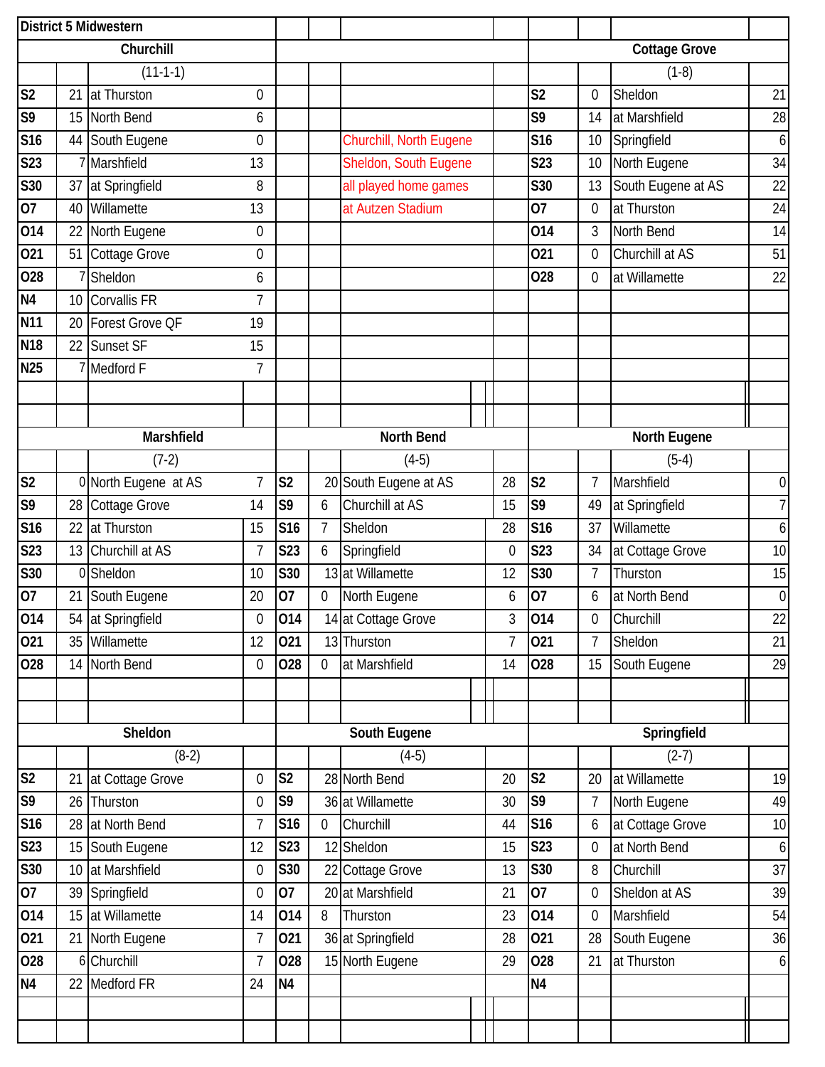## District 5 Midwestern

### Churchill

(11-1-1)

| Date | Score | Opponent | Opp |
|---|---|---|---|
| S2 | 21 | at Thurston | 0 |
| S9 | 15 | North Bend | 6 |
| S16 | 44 | South Eugene | 0 |
| S23 | 7 | Marshfield | 13 |
| S30 | 37 | at Springfield | 8 |
| O7 | 40 | Willamette | 13 |
| O14 | 22 | North Eugene | 0 |
| O21 | 51 | Cottage Grove | 0 |
| O28 | 7 | Sheldon | 6 |
| N4 | 10 | Corvallis FR | 7 |
| N11 | 20 | Forest Grove QF | 19 |
| N18 | 22 | Sunset SF | 15 |
| N25 | 7 | Medford F | 7 |

Churchill, North Eugene
Sheldon, South Eugene
all played home games
at Autzen Stadium

### Cottage Grove

(1-8)

| Date | Score | Opponent | Opp |
|---|---|---|---|
| S2 | 0 | Sheldon | 21 |
| S9 | 14 | at Marshfield | 28 |
| S16 | 10 | Springfield | 6 |
| S23 | 10 | North Eugene | 34 |
| S30 | 13 | South Eugene at AS | 22 |
| O7 | 0 | at Thurston | 24 |
| O14 | 3 | North Bend | 14 |
| O21 | 0 | Churchill at AS | 51 |
| O28 | 0 | at Willamette | 22 |

### Marshfield

(7-2)

| Date | Score | Opponent | Opp |
|---|---|---|---|
| S2 | 0 | North Eugene at AS | 7 |
| S9 | 28 | Cottage Grove | 14 |
| S16 | 22 | at Thurston | 15 |
| S23 | 13 | Churchill at AS | 7 |
| S30 | 0 | Sheldon | 10 |
| O7 | 21 | South Eugene | 20 |
| O14 | 54 | at Springfield | 0 |
| O21 | 35 | Willamette | 12 |
| O28 | 14 | North Bend | 0 |

### North Bend

(4-5)

| Date | Score | Opponent | Opp |
|---|---|---|---|
| S2 | 20 | South Eugene at AS | 28 |
| S9 | 6 | Churchill at AS | 15 |
| S16 | 7 | Sheldon | 28 |
| S23 | 6 | Springfield | 0 |
| S30 | 13 | at Willamette | 12 |
| O7 | 0 | North Eugene | 6 |
| O14 | 14 | at Cottage Grove | 3 |
| O21 | 13 | Thurston | 7 |
| O28 | 0 | at Marshfield | 14 |

### North Eugene

(5-4)

| Date | Score | Opponent | Opp |
|---|---|---|---|
| S2 | 7 | Marshfield | 0 |
| S9 | 49 | at Springfield | 7 |
| S16 | 37 | Willamette | 6 |
| S23 | 34 | at Cottage Grove | 10 |
| S30 | 7 | Thurston | 15 |
| O7 | 6 | at North Bend | 0 |
| O14 | 0 | Churchill | 22 |
| O21 | 7 | Sheldon | 21 |
| O28 | 15 | South Eugene | 29 |

### Sheldon

(8-2)

| Date | Score | Opponent | Opp |
|---|---|---|---|
| S2 | 21 | at Cottage Grove | 0 |
| S9 | 26 | Thurston | 0 |
| S16 | 28 | at North Bend | 7 |
| S23 | 15 | South Eugene | 12 |
| S30 | 10 | at Marshfield | 0 |
| O7 | 39 | Springfield | 0 |
| O14 | 15 | at Willamette | 14 |
| O21 | 21 | North Eugene | 7 |
| O28 | 6 | Churchill | 7 |
| N4 | 22 | Medford FR | 24 |

### South Eugene

(4-5)

| Date | Score | Opponent | Opp |
|---|---|---|---|
| S2 | 28 | North Bend | 20 |
| S9 | 36 | at Willamette | 30 |
| S16 | 0 | Churchill | 44 |
| S23 | 12 | Sheldon | 15 |
| S30 | 22 | Cottage Grove | 13 |
| O7 | 20 | at Marshfield | 21 |
| O14 | 8 | Thurston | 23 |
| O21 | 36 | at Springfield | 28 |
| O28 | 15 | North Eugene | 29 |
| N4 | | | |

### Springfield

(2-7)

| Date | Score | Opponent | Opp |
|---|---|---|---|
| S2 | 20 | at Willamette | 19 |
| S9 | 7 | North Eugene | 49 |
| S16 | 6 | at Cottage Grove | 10 |
| S23 | 0 | at North Bend | 6 |
| S30 | 8 | Churchill | 37 |
| O7 | 0 | Sheldon at AS | 39 |
| O14 | 0 | Marshfield | 54 |
| O21 | 28 | South Eugene | 36 |
| O28 | 21 | at Thurston | 6 |
| N4 | | | |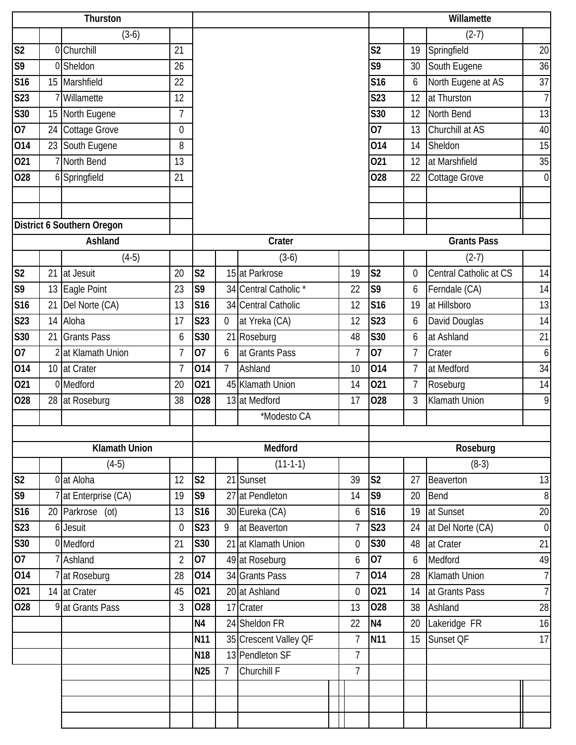## Thurston

(3-6)

| Date | Score | Opponent | Opp |
|---|---|---|---|
| S2 | 0 | Churchill | 21 |
| S9 | 0 | Sheldon | 26 |
| S16 | 15 | Marshfield | 22 |
| S23 | 7 | Willamette | 12 |
| S30 | 15 | North Eugene | 7 |
| O7 | 24 | Cottage Grove | 0 |
| O14 | 23 | South Eugene | 8 |
| O21 | 7 | North Bend | 13 |
| O28 | 6 | Springfield | 21 |

## Willamette

(2-7)

| Date | Score | Opponent | Opp |
|---|---|---|---|
| S2 | 19 | Springfield | 20 |
| S9 | 30 | South Eugene | 36 |
| S16 | 6 | North Eugene at AS | 37 |
| S23 | 12 | at Thurston | 7 |
| S30 | 12 | North Bend | 13 |
| O7 | 13 | Churchill at AS | 40 |
| O14 | 14 | Sheldon | 15 |
| O21 | 12 | at Marshfield | 35 |
| O28 | 22 | Cottage Grove | 0 |

# District 6 Southern Oregon

## Ashland

(4-5)

| Date | Score | Opponent | Opp |
|---|---|---|---|
| S2 | 21 | at Jesuit | 20 |
| S9 | 13 | Eagle Point | 23 |
| S16 | 21 | Del Norte (CA) | 13 |
| S23 | 14 | Aloha | 17 |
| S30 | 21 | Grants Pass | 6 |
| O7 | 2 | at Klamath Union | 7 |
| O14 | 10 | at Crater | 7 |
| O21 | 0 | Medford | 20 |
| O28 | 28 | at Roseburg | 38 |

## Crater

(3-6)

| Date | Score | Opponent | Opp |
|---|---|---|---|
| S2 | 15 | at Parkrose | 19 |
| S9 | 34 | Central Catholic * | 22 |
| S16 | 34 | Central Catholic | 12 |
| S23 | 0 | at Yreka (CA) | 12 |
| S30 | 21 | Roseburg | 48 |
| O7 | 6 | at Grants Pass | 7 |
| O14 | 7 | Ashland | 10 |
| O21 | 45 | Klamath Union | 14 |
| O28 | 13 | at Medford | 17 |

*Modesto CA

## Grants Pass

(2-7)

| Date | Score | Opponent | Opp |
|---|---|---|---|
| S2 | 0 | Central Catholic at CS | 14 |
| S9 | 6 | Ferndale (CA) | 14 |
| S16 | 19 | at Hillsboro | 13 |
| S23 | 6 | David Douglas | 14 |
| S30 | 6 | at Ashland | 21 |
| O7 | 7 | Crater | 6 |
| O14 | 7 | at Medford | 34 |
| O21 | 7 | Roseburg | 14 |
| O28 | 3 | Klamath Union | 9 |

## Klamath Union

(4-5)

| Date | Score | Opponent | Opp |
|---|---|---|---|
| S2 | 0 | at Aloha | 12 |
| S9 | 7 | at Enterprise (CA) | 19 |
| S16 | 20 | Parkrose (ot) | 13 |
| S23 | 6 | Jesuit | 0 |
| S30 | 0 | Medford | 21 |
| O7 | 7 | Ashland | 2 |
| O14 | 7 | at Roseburg | 28 |
| O21 | 14 | at Crater | 45 |
| O28 | 9 | at Grants Pass | 3 |

## Medford

(11-1-1)

| Date | Score | Opponent | Opp |
|---|---|---|---|
| S2 | 21 | Sunset | 39 |
| S9 | 27 | at Pendleton | 14 |
| S16 | 30 | Eureka (CA) | 6 |
| S23 | 9 | at Beaverton | 7 |
| S30 | 21 | at Klamath Union | 0 |
| O7 | 49 | at Roseburg | 6 |
| O14 | 34 | Grants Pass | 7 |
| O21 | 20 | at Ashland | 0 |
| O28 | 17 | Crater | 13 |
| N4 | 24 | Sheldon FR | 22 |
| N11 | 35 | Crescent Valley QF | 7 |
| N18 | 13 | Pendleton SF | 7 |
| N25 | 7 | Churchill F | 7 |

## Roseburg

(8-3)

| Date | Score | Opponent | Opp |
|---|---|---|---|
| S2 | 27 | Beaverton | 13 |
| S9 | 20 | Bend | 8 |
| S16 | 19 | at Sunset | 20 |
| S23 | 24 | at Del Norte (CA) | 0 |
| S30 | 48 | at Crater | 21 |
| O7 | 6 | Medford | 49 |
| O14 | 28 | Klamath Union | 7 |
| O21 | 14 | at Grants Pass | 7 |
| O28 | 38 | Ashland | 28 |
| N4 | 20 | Lakeridge FR | 16 |
| N11 | 15 | Sunset QF | 17 |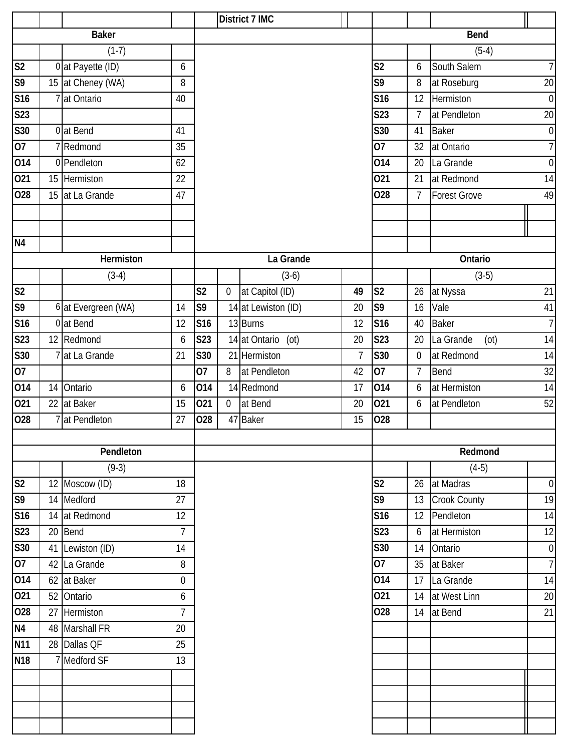# District 7 IMC

## Baker

(1-7)

| Date | Score | Opponent | Opp |
|---|---|---|---|
| S2 | 0 | at Payette (ID) | 6 |
| S9 | 15 | at Cheney (WA) | 8 |
| S16 | 7 | at Ontario | 40 |
| S23 | | | |
| S30 | 0 | at Bend | 41 |
| O7 | 7 | Redmond | 35 |
| O14 | 0 | Pendleton | 62 |
| O21 | 15 | Hermiston | 22 |
| O28 | 15 | at La Grande | 47 |
| N4 | | | |

## Bend

(5-4)

| Date | Score | Opponent | Opp |
|---|---|---|---|
| S2 | 6 | South Salem | 7 |
| S9 | 8 | at Roseburg | 20 |
| S16 | 12 | Hermiston | 0 |
| S23 | 7 | at Pendleton | 20 |
| S30 | 41 | Baker | 0 |
| O7 | 32 | at Ontario | 7 |
| O14 | 20 | La Grande | 0 |
| O21 | 21 | at Redmond | 14 |
| O28 | 7 | Forest Grove | 49 |

## Hermiston

(3-4)

| Date | Score | Opponent | Opp |
|---|---|---|---|
| S2 | | | |
| S9 | 6 | at Evergreen (WA) | 14 |
| S16 | 0 | at Bend | 12 |
| S23 | 12 | Redmond | 6 |
| S30 | 7 | at La Grande | 21 |
| O7 | | | |
| O14 | 14 | Ontario | 6 |
| O21 | 22 | at Baker | 15 |
| O28 | 7 | at Pendleton | 27 |

## La Grande

(3-6)

| Date | Score | Opponent | Opp |
|---|---|---|---|
| S2 | 0 | at Capitol (ID) | 49 |
| S9 | 14 | at Lewiston (ID) | 20 |
| S16 | 13 | Burns | 12 |
| S23 | 14 | at Ontario (ot) | 20 |
| S30 | 21 | Hermiston | 7 |
| O7 | 8 | at Pendleton | 42 |
| O14 | 14 | Redmond | 17 |
| O21 | 0 | at Bend | 20 |
| O28 | 47 | Baker | 15 |

## Ontario

(3-5)

| Date | Score | Opponent | Opp |
|---|---|---|---|
| S2 | 26 | at Nyssa | 21 |
| S9 | 16 | Vale | 41 |
| S16 | 40 | Baker | 7 |
| S23 | 20 | La Grande (ot) | 14 |
| S30 | 0 | at Redmond | 14 |
| O7 | 7 | Bend | 32 |
| O14 | 6 | at Hermiston | 14 |
| O21 | 6 | at Pendleton | 52 |
| O28 | | | |

## Pendleton

(9-3)

| Date | Score | Opponent | Opp |
|---|---|---|---|
| S2 | 12 | Moscow (ID) | 18 |
| S9 | 14 | Medford | 27 |
| S16 | 14 | at Redmond | 12 |
| S23 | 20 | Bend | 7 |
| S30 | 41 | Lewiston (ID) | 14 |
| O7 | 42 | La Grande | 8 |
| O14 | 62 | at Baker | 0 |
| O21 | 52 | Ontario | 6 |
| O28 | 27 | Hermiston | 7 |
| N4 | 48 | Marshall FR | 20 |
| N11 | 28 | Dallas QF | 25 |
| N18 | 7 | Medford SF | 13 |

## Redmond

(4-5)

| Date | Score | Opponent | Opp |
|---|---|---|---|
| S2 | 26 | at Madras | 0 |
| S9 | 13 | Crook County | 19 |
| S16 | 12 | Pendleton | 14 |
| S23 | 6 | at Hermiston | 12 |
| S30 | 14 | Ontario | 0 |
| O7 | 35 | at Baker | 7 |
| O14 | 17 | La Grande | 14 |
| O21 | 14 | at West Linn | 20 |
| O28 | 14 | at Bend | 21 |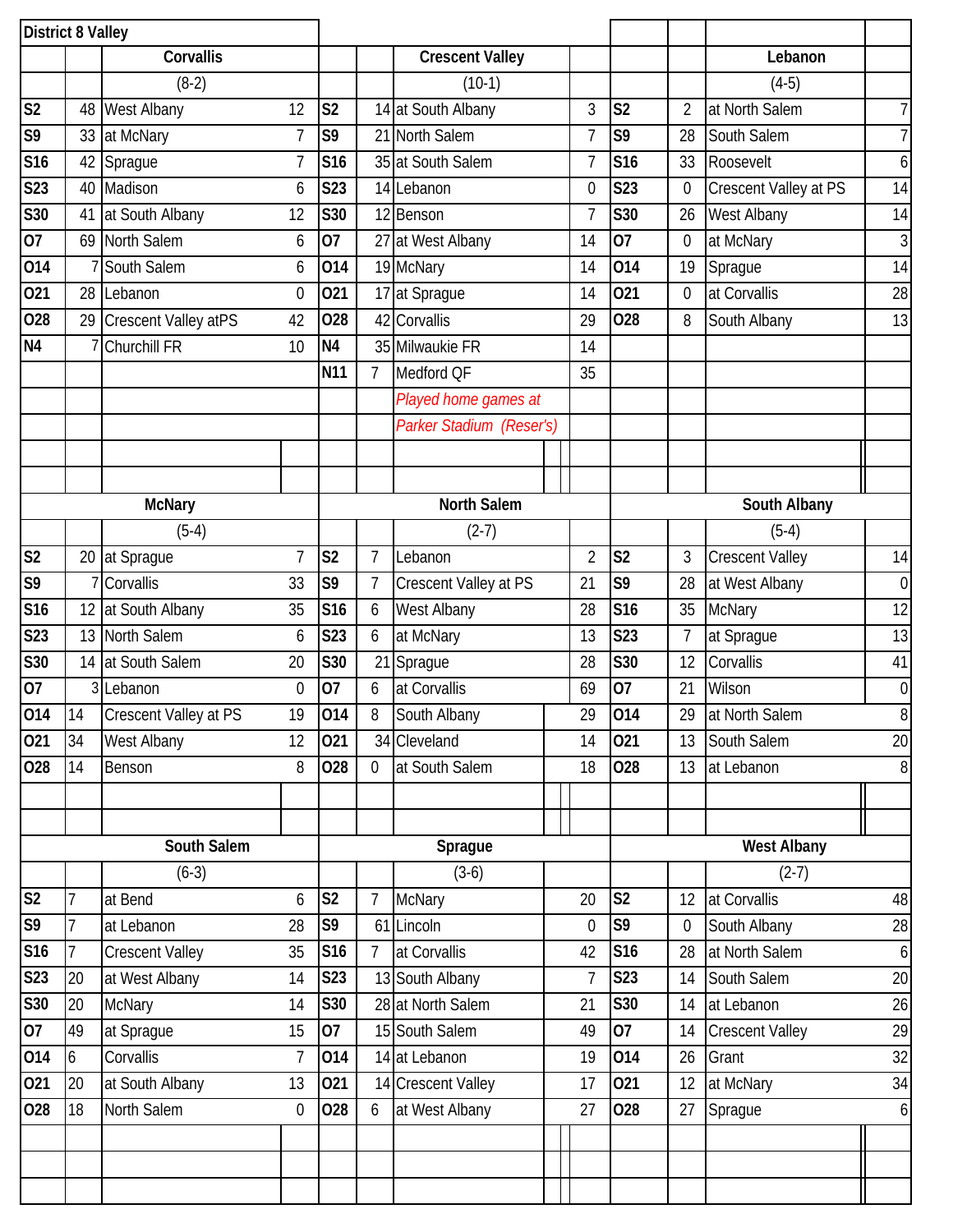# District 8 Valley

## Corvallis

(8-2)

| Date | Score | Opponent | Opp |
|---|---|---|---|
| S2 | 48 | West Albany | 12 |
| S9 | 33 | at McNary | 7 |
| S16 | 42 | Sprague | 7 |
| S23 | 40 | Madison | 6 |
| S30 | 41 | at South Albany | 12 |
| O7 | 69 | North Salem | 6 |
| O14 | 7 | South Salem | 6 |
| O21 | 28 | Lebanon | 0 |
| O28 | 29 | Crescent Valley atPS | 42 |
| N4 | 7 | Churchill FR | 10 |

## Crescent Valley

(10-1)

| Date | Score | Opponent | Opp |
|---|---|---|---|
| S2 | 14 | at South Albany | 3 |
| S9 | 21 | North Salem | 7 |
| S16 | 35 | at South Salem | 7 |
| S23 | 14 | Lebanon | 0 |
| S30 | 12 | Benson | 7 |
| O7 | 27 | at West Albany | 14 |
| O14 | 19 | McNary | 14 |
| O21 | 17 | at Sprague | 14 |
| O28 | 42 | Corvallis | 29 |
| N4 | 35 | Milwaukie FR | 14 |
| N11 | 7 | Medford QF | 35 |

*Played home games at Parker Stadium (Reser's)*

## Lebanon

(4-5)

| Date | Score | Opponent | Opp |
|---|---|---|---|
| S2 | 2 | at North Salem | 7 |
| S9 | 28 | South Salem | 7 |
| S16 | 33 | Roosevelt | 6 |
| S23 | 0 | Crescent Valley at PS | 14 |
| S30 | 26 | West Albany | 14 |
| O7 | 0 | at McNary | 3 |
| O14 | 19 | Sprague | 14 |
| O21 | 0 | at Corvallis | 28 |
| O28 | 8 | South Albany | 13 |

## McNary

(5-4)

| Date | Score | Opponent | Opp |
|---|---|---|---|
| S2 | 20 | at Sprague | 7 |
| S9 | 7 | Corvallis | 33 |
| S16 | 12 | at South Albany | 35 |
| S23 | 13 | North Salem | 6 |
| S30 | 14 | at South Salem | 20 |
| O7 | 3 | Lebanon | 0 |
| O14 | 14 | Crescent Valley at PS | 19 |
| O21 | 34 | West Albany | 12 |
| O28 | 14 | Benson | 8 |

## North Salem

(2-7)

| Date | Score | Opponent | Opp |
|---|---|---|---|
| S2 | 7 | Lebanon | 2 |
| S9 | 7 | Crescent Valley at PS | 21 |
| S16 | 6 | West Albany | 28 |
| S23 | 6 | at McNary | 13 |
| S30 | 21 | Sprague | 28 |
| O7 | 6 | at Corvallis | 69 |
| O14 | 8 | South Albany | 29 |
| O21 | 34 | Cleveland | 14 |
| O28 | 0 | at South Salem | 18 |

## South Albany

(5-4)

| Date | Score | Opponent | Opp |
|---|---|---|---|
| S2 | 3 | Crescent Valley | 14 |
| S9 | 28 | at West Albany | 0 |
| S16 | 35 | McNary | 12 |
| S23 | 7 | at Sprague | 13 |
| S30 | 12 | Corvallis | 41 |
| O7 | 21 | Wilson | 0 |
| O14 | 29 | at North Salem | 8 |
| O21 | 13 | South Salem | 20 |
| O28 | 13 | at Lebanon | 8 |

## South Salem

(6-3)

| Date | Score | Opponent | Opp |
|---|---|---|---|
| S2 | 7 | at Bend | 6 |
| S9 | 7 | at Lebanon | 28 |
| S16 | 7 | Crescent Valley | 35 |
| S23 | 20 | at West Albany | 14 |
| S30 | 20 | McNary | 14 |
| O7 | 49 | at Sprague | 15 |
| O14 | 6 | Corvallis | 7 |
| O21 | 20 | at South Albany | 13 |
| O28 | 18 | North Salem | 0 |

## Sprague

(3-6)

| Date | Score | Opponent | Opp |
|---|---|---|---|
| S2 | 7 | McNary | 20 |
| S9 | 61 | Lincoln | 0 |
| S16 | 7 | at Corvallis | 42 |
| S23 | 13 | South Albany | 7 |
| S30 | 28 | at North Salem | 21 |
| O7 | 15 | South Salem | 49 |
| O14 | 14 | at Lebanon | 19 |
| O21 | 14 | Crescent Valley | 17 |
| O28 | 6 | at West Albany | 27 |

## West Albany

(2-7)

| Date | Score | Opponent | Opp |
|---|---|---|---|
| S2 | 12 | at Corvallis | 48 |
| S9 | 0 | South Albany | 28 |
| S16 | 28 | at North Salem | 6 |
| S23 | 14 | South Salem | 20 |
| S30 | 14 | at Lebanon | 26 |
| O7 | 14 | Crescent Valley | 29 |
| O14 | 26 | Grant | 32 |
| O21 | 12 | at McNary | 34 |
| O28 | 27 | Sprague | 6 |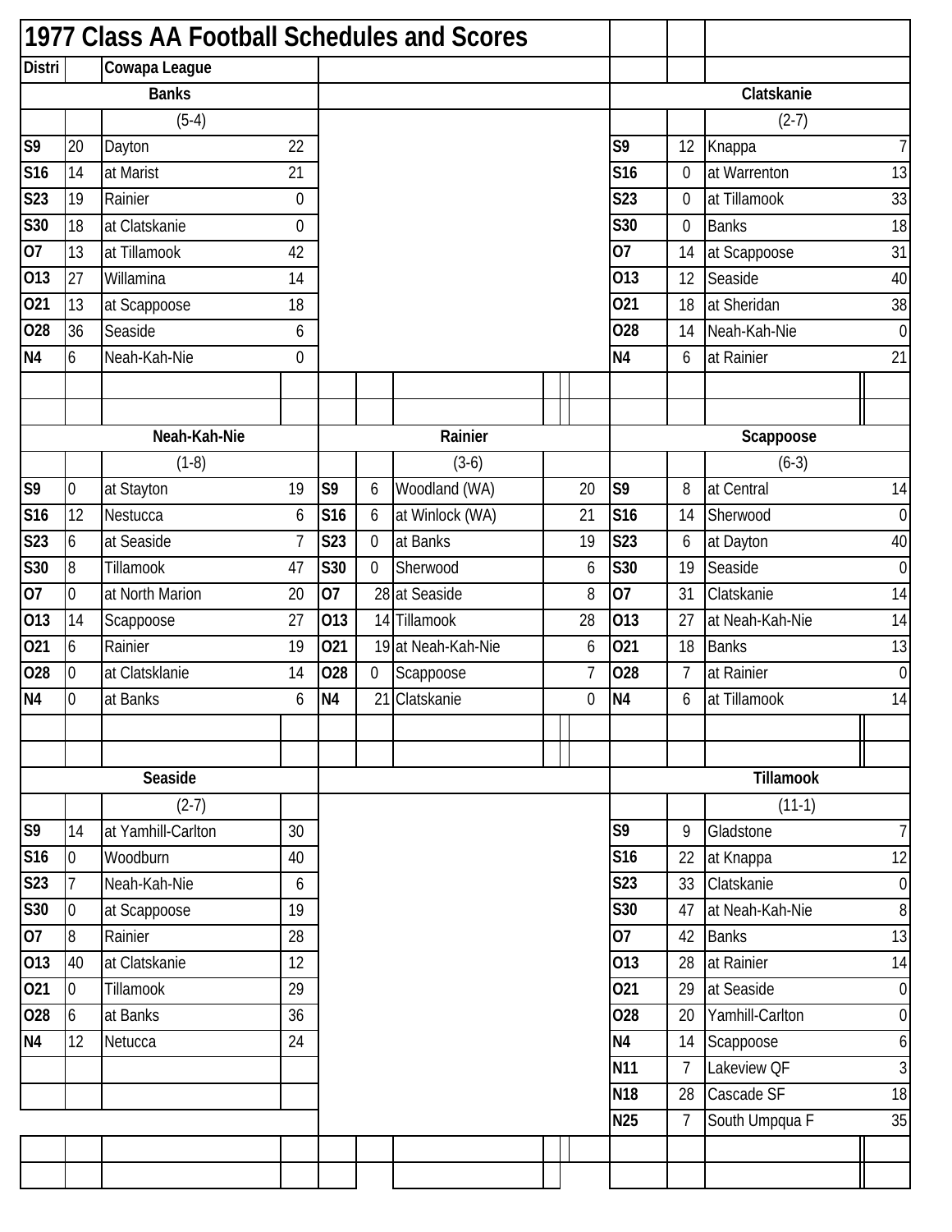# 1977 Class AA Football Schedules and Scores

**Distri** | **Cowapa League**

## Banks

(5-4)

| Date | Score | Opponent | Opp |
|---|---|---|---|
| S9 | 20 | Dayton | 22 |
| S16 | 14 | at Marist | 21 |
| S23 | 19 | Rainier | 0 |
| S30 | 18 | at Clatskanie | 0 |
| O7 | 13 | at Tillamook | 42 |
| O13 | 27 | Willamina | 14 |
| O21 | 13 | at Scappoose | 18 |
| O28 | 36 | Seaside | 6 |
| N4 | 6 | Neah-Kah-Nie | 0 |

## Clatskanie

(2-7)

| Date | Score | Opponent | Opp |
|---|---|---|---|
| S9 | 12 | Knappa | 7 |
| S16 | 0 | at Warrenton | 13 |
| S23 | 0 | at Tillamook | 33 |
| S30 | 0 | Banks | 18 |
| O7 | 14 | at Scappoose | 31 |
| O13 | 12 | Seaside | 40 |
| O21 | 18 | at Sheridan | 38 |
| O28 | 14 | Neah-Kah-Nie | 0 |
| N4 | 6 | at Rainier | 21 |

## Neah-Kah-Nie

(1-8)

| Date | Score | Opponent | Opp |
|---|---|---|---|
| S9 | 0 | at Stayton | 19 |
| S16 | 12 | Nestucca | 6 |
| S23 | 6 | at Seaside | 7 |
| S30 | 8 | Tillamook | 47 |
| O7 | 0 | at North Marion | 20 |
| O13 | 14 | Scappoose | 27 |
| O21 | 6 | Rainier | 19 |
| O28 | 0 | at Clatsklanie | 14 |
| N4 | 0 | at Banks | 6 |

## Rainier

(3-6)

| Date | Score | Opponent | Opp |
|---|---|---|---|
| S9 | 6 | Woodland (WA) | 20 |
| S16 | 6 | at Winlock (WA) | 21 |
| S23 | 0 | at Banks | 19 |
| S30 | 0 | Sherwood | 6 |
| O7 | 28 | at Seaside | 8 |
| O13 | 14 | Tillamook | 28 |
| O21 | 19 | at Neah-Kah-Nie | 6 |
| O28 | 0 | Scappoose | 7 |
| N4 | 21 | Clatskanie | 0 |

## Scappoose

(6-3)

| Date | Score | Opponent | Opp |
|---|---|---|---|
| S9 | 8 | at Central | 14 |
| S16 | 14 | Sherwood | 0 |
| S23 | 6 | at Dayton | 40 |
| S30 | 19 | Seaside | 0 |
| O7 | 31 | Clatskanie | 14 |
| O13 | 27 | at Neah-Kah-Nie | 14 |
| O21 | 18 | Banks | 13 |
| O28 | 7 | at Rainier | 0 |
| N4 | 6 | at Tillamook | 14 |

## Seaside

(2-7)

| Date | Score | Opponent | Opp |
|---|---|---|---|
| S9 | 14 | at Yamhill-Carlton | 30 |
| S16 | 0 | Woodburn | 40 |
| S23 | 7 | Neah-Kah-Nie | 6 |
| S30 | 0 | at Scappoose | 19 |
| O7 | 8 | Rainier | 28 |
| O13 | 40 | at Clatskanie | 12 |
| O21 | 0 | Tillamook | 29 |
| O28 | 6 | at Banks | 36 |
| N4 | 12 | Netucca | 24 |

## Tillamook

(11-1)

| Date | Score | Opponent | Opp |
|---|---|---|---|
| S9 | 9 | Gladstone | 7 |
| S16 | 22 | at Knappa | 12 |
| S23 | 33 | Clatskanie | 0 |
| S30 | 47 | at Neah-Kah-Nie | 8 |
| O7 | 42 | Banks | 13 |
| O13 | 28 | at Rainier | 14 |
| O21 | 29 | at Seaside | 0 |
| O28 | 20 | Yamhill-Carlton | 0 |
| N4 | 14 | Scappoose | 6 |
| N11 | 7 | Lakeview QF | 3 |
| N18 | 28 | Cascade SF | 18 |
| N25 | 7 | South Umpqua F | 35 |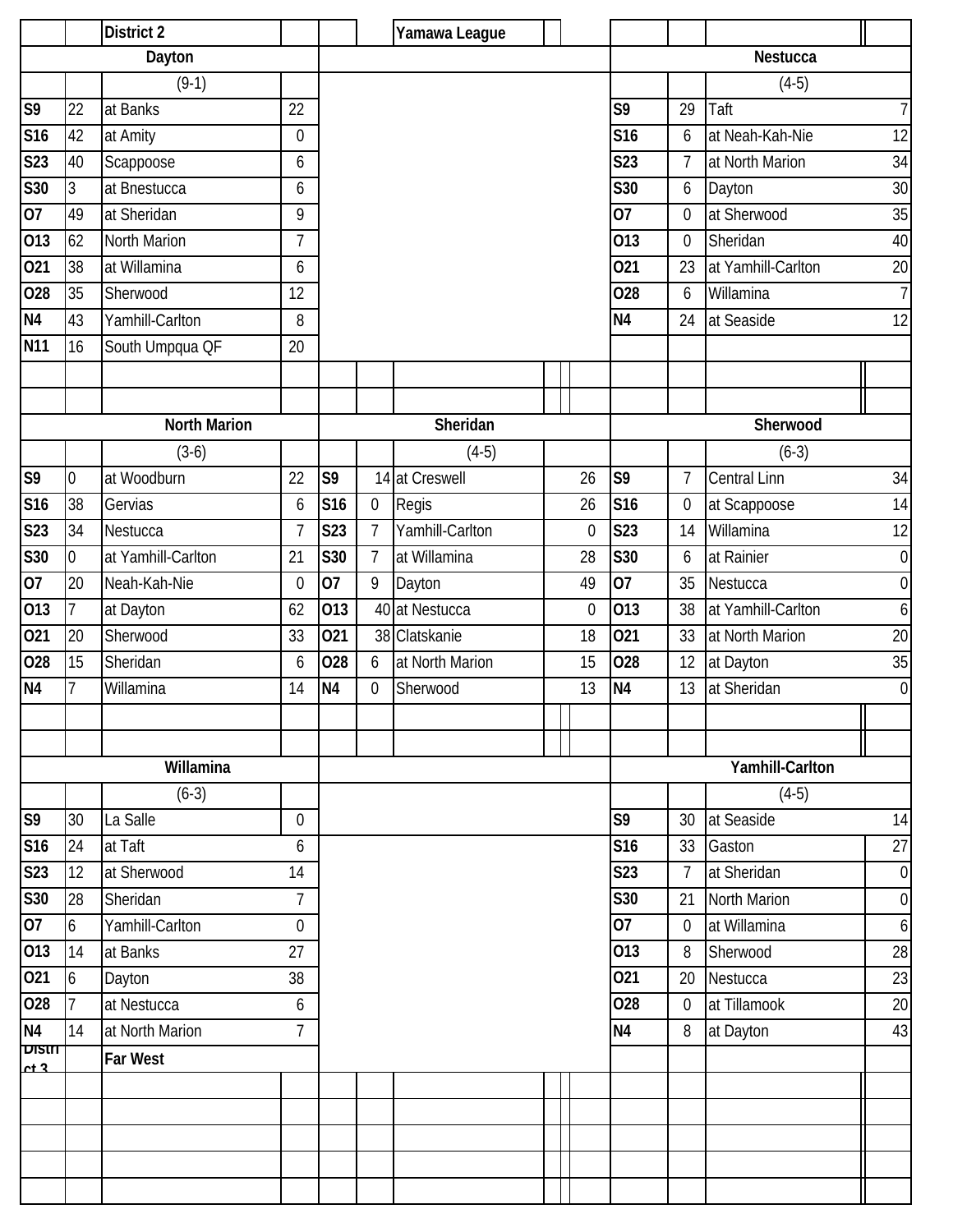District 2 — Yamawa League

### Dayton (9-1)

| Date | Score | Opponent | Opp |
|---|---|---|---|
| S9 | 22 | at Banks | 22 |
| S16 | 42 | at Amity | 0 |
| S23 | 40 | Scappoose | 6 |
| S30 | 3 | at Bnestucca | 6 |
| O7 | 49 | at Sheridan | 9 |
| O13 | 62 | North Marion | 7 |
| O21 | 38 | at Willamina | 6 |
| O28 | 35 | Sherwood | 12 |
| N4 | 43 | Yamhill-Carlton | 8 |
| N11 | 16 | South Umpqua QF | 20 |

### Nestucca (4-5)

| Date | Score | Opponent | Opp |
|---|---|---|---|
| S9 | 29 | Taft | 7 |
| S16 | 6 | at Neah-Kah-Nie | 12 |
| S23 | 7 | at North Marion | 34 |
| S30 | 6 | Dayton | 30 |
| O7 | 0 | at Sherwood | 35 |
| O13 | 0 | Sheridan | 40 |
| O21 | 23 | at Yamhill-Carlton | 20 |
| O28 | 6 | Willamina | 7 |
| N4 | 24 | at Seaside | 12 |

### North Marion (3-6)

| Date | Score | Opponent | Opp |
|---|---|---|---|
| S9 | 0 | at Woodburn | 22 |
| S16 | 38 | Gervias | 6 |
| S23 | 34 | Nestucca | 7 |
| S30 | 0 | at Yamhill-Carlton | 21 |
| O7 | 20 | Neah-Kah-Nie | 0 |
| O13 | 7 | at Dayton | 62 |
| O21 | 20 | Sherwood | 33 |
| O28 | 15 | Sheridan | 6 |
| N4 | 7 | Willamina | 14 |

### Sheridan (4-5)

| Date | Score | Opponent | Opp |
|---|---|---|---|
| S9 | 14 | at Creswell | 26 |
| S16 | 0 | Regis | 26 |
| S23 | 7 | Yamhill-Carlton | 0 |
| S30 | 7 | at Willamina | 28 |
| O7 | 9 | Dayton | 49 |
| O13 | 40 | at Nestucca | 0 |
| O21 | 38 | Clatskanie | 18 |
| O28 | 6 | at North Marion | 15 |
| N4 | 0 | Sherwood | 13 |

### Sherwood (6-3)

| Date | Score | Opponent | Opp |
|---|---|---|---|
| S9 | 7 | Central Linn | 34 |
| S16 | 0 | at Scappoose | 14 |
| S23 | 14 | Willamina | 12 |
| S30 | 6 | at Rainier | 0 |
| O7 | 35 | Nestucca | 0 |
| O13 | 38 | at Yamhill-Carlton | 6 |
| O21 | 33 | at North Marion | 20 |
| O28 | 12 | at Dayton | 35 |
| N4 | 13 | at Sheridan | 0 |

### Willamina (6-3)

| Date | Score | Opponent | Opp |
|---|---|---|---|
| S9 | 30 | La Salle | 0 |
| S16 | 24 | at Taft | 6 |
| S23 | 12 | at Sherwood | 14 |
| S30 | 28 | Sheridan | 7 |
| O7 | 6 | Yamhill-Carlton | 0 |
| O13 | 14 | at Banks | 27 |
| O21 | 6 | Dayton | 38 |
| O28 | 7 | at Nestucca | 6 |
| N4 | 14 | at North Marion | 7 |

### Yamhill-Carlton (4-5)

| Date | Score | Opponent | Opp |
|---|---|---|---|
| S9 | 30 | at Seaside | 14 |
| S16 | 33 | Gaston | 27 |
| S23 | 7 | at Sheridan | 0 |
| S30 | 21 | North Marion | 0 |
| O7 | 0 | at Willamina | 6 |
| O13 | 8 | Sherwood | 28 |
| O21 | 20 | Nestucca | 23 |
| O28 | 0 | at Tillamook | 20 |
| N4 | 8 | at Dayton | 43 |

District 3 — Far West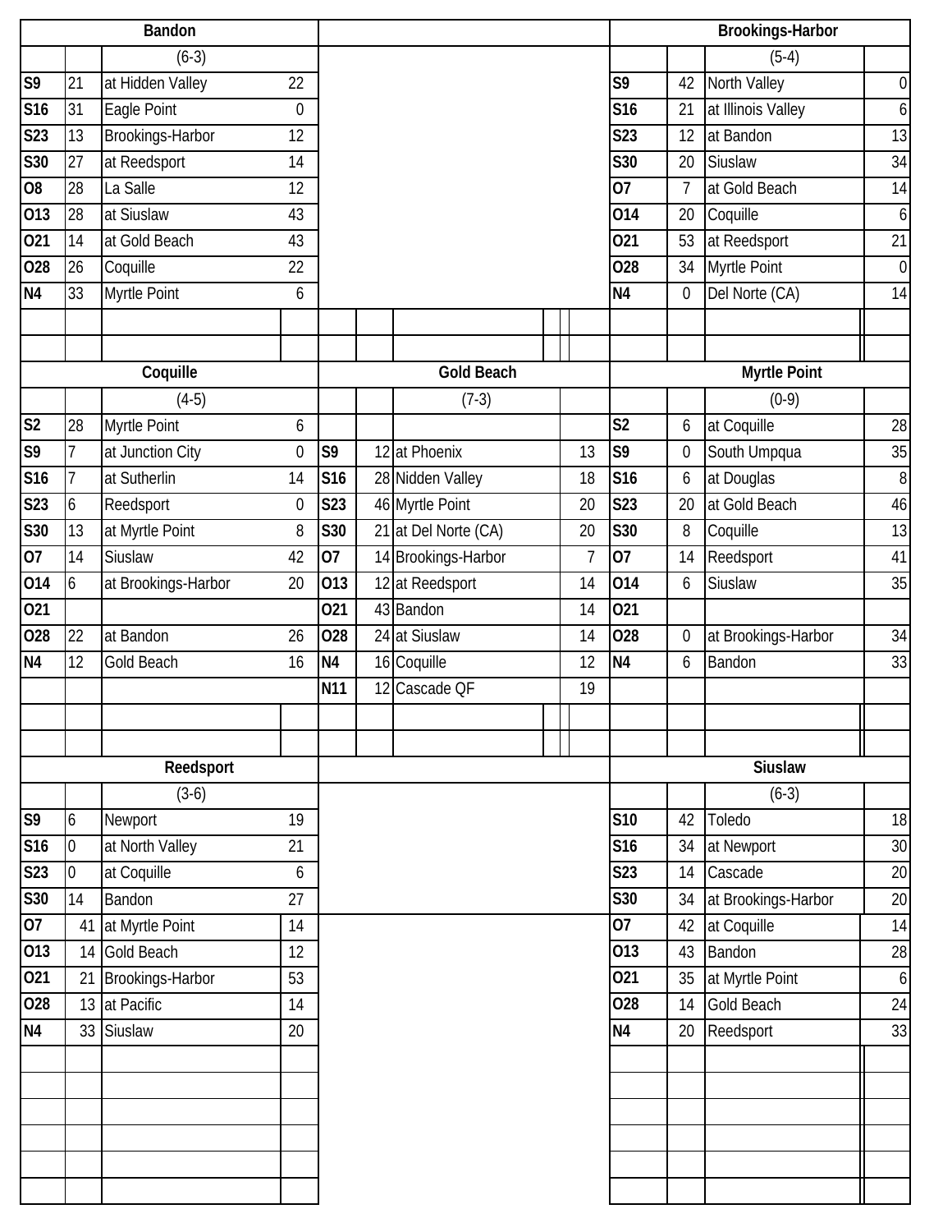## Bandon

(6-3)

| Date | Score | Opponent | Opp |
|---|---|---|---|
| S9 | 21 | at Hidden Valley | 22 |
| S16 | 31 | Eagle Point | 0 |
| S23 | 13 | Brookings-Harbor | 12 |
| S30 | 27 | at Reedsport | 14 |
| O8 | 28 | La Salle | 12 |
| O13 | 28 | at Siuslaw | 43 |
| O21 | 14 | at Gold Beach | 43 |
| O28 | 26 | Coquille | 22 |
| N4 | 33 | Myrtle Point | 6 |

## Brookings-Harbor

(5-4)

| Date | Score | Opponent | Opp |
|---|---|---|---|
| S9 | 42 | North Valley | 0 |
| S16 | 21 | at Illinois Valley | 6 |
| S23 | 12 | at Bandon | 13 |
| S30 | 20 | Siuslaw | 34 |
| O7 | 7 | at Gold Beach | 14 |
| O14 | 20 | Coquille | 6 |
| O21 | 53 | at Reedsport | 21 |
| O28 | 34 | Myrtle Point | 0 |
| N4 | 0 | Del Norte (CA) | 14 |

## Coquille

(4-5)

| Date | Score | Opponent | Opp |
|---|---|---|---|
| S2 | 28 | Myrtle Point | 6 |
| S9 | 7 | at Junction City | 0 |
| S16 | 7 | at Sutherlin | 14 |
| S23 | 6 | Reedsport | 0 |
| S30 | 13 | at Myrtle Point | 8 |
| O7 | 14 | Siuslaw | 42 |
| O14 | 6 | at Brookings-Harbor | 20 |
| O21 | | | |
| O28 | 22 | at Bandon | 26 |
| N4 | 12 | Gold Beach | 16 |

## Gold Beach

(7-3)

| Date | Score | Opponent | Opp |
|---|---|---|---|
| S9 | 12 | at Phoenix | 13 |
| S16 | 28 | Nidden Valley | 18 |
| S23 | 46 | Myrtle Point | 20 |
| S30 | 21 | at Del Norte (CA) | 20 |
| O7 | 14 | Brookings-Harbor | 7 |
| O13 | 12 | at Reedsport | 14 |
| O21 | 43 | Bandon | 14 |
| O28 | 24 | at Siuslaw | 14 |
| N4 | 16 | Coquille | 12 |
| N11 | 12 | Cascade QF | 19 |

## Myrtle Point

(0-9)

| Date | Score | Opponent | Opp |
|---|---|---|---|
| S2 | 6 | at Coquille | 28 |
| S9 | 0 | South Umpqua | 35 |
| S16 | 6 | at Douglas | 8 |
| S23 | 20 | at Gold Beach | 46 |
| S30 | 8 | Coquille | 13 |
| O7 | 14 | Reedsport | 41 |
| O14 | 6 | Siuslaw | 35 |
| O21 | | | |
| O28 | 0 | at Brookings-Harbor | 34 |
| N4 | 6 | Bandon | 33 |

## Reedsport

(3-6)

| Date | Score | Opponent | Opp |
|---|---|---|---|
| S9 | 6 | Newport | 19 |
| S16 | 0 | at North Valley | 21 |
| S23 | 0 | at Coquille | 6 |
| S30 | 14 | Bandon | 27 |
| O7 | 41 | at Myrtle Point | 14 |
| O13 | 14 | Gold Beach | 12 |
| O21 | 21 | Brookings-Harbor | 53 |
| O28 | 13 | at Pacific | 14 |
| N4 | 33 | Siuslaw | 20 |

## Siuslaw

(6-3)

| Date | Score | Opponent | Opp |
|---|---|---|---|
| S10 | 42 | Toledo | 18 |
| S16 | 34 | at Newport | 30 |
| S23 | 14 | Cascade | 20 |
| S30 | 34 | at Brookings-Harbor | 20 |
| O7 | 42 | at Coquille | 14 |
| O13 | 43 | Bandon | 28 |
| O21 | 35 | at Myrtle Point | 6 |
| O28 | 14 | Gold Beach | 24 |
| N4 | 20 | Reedsport | 33 |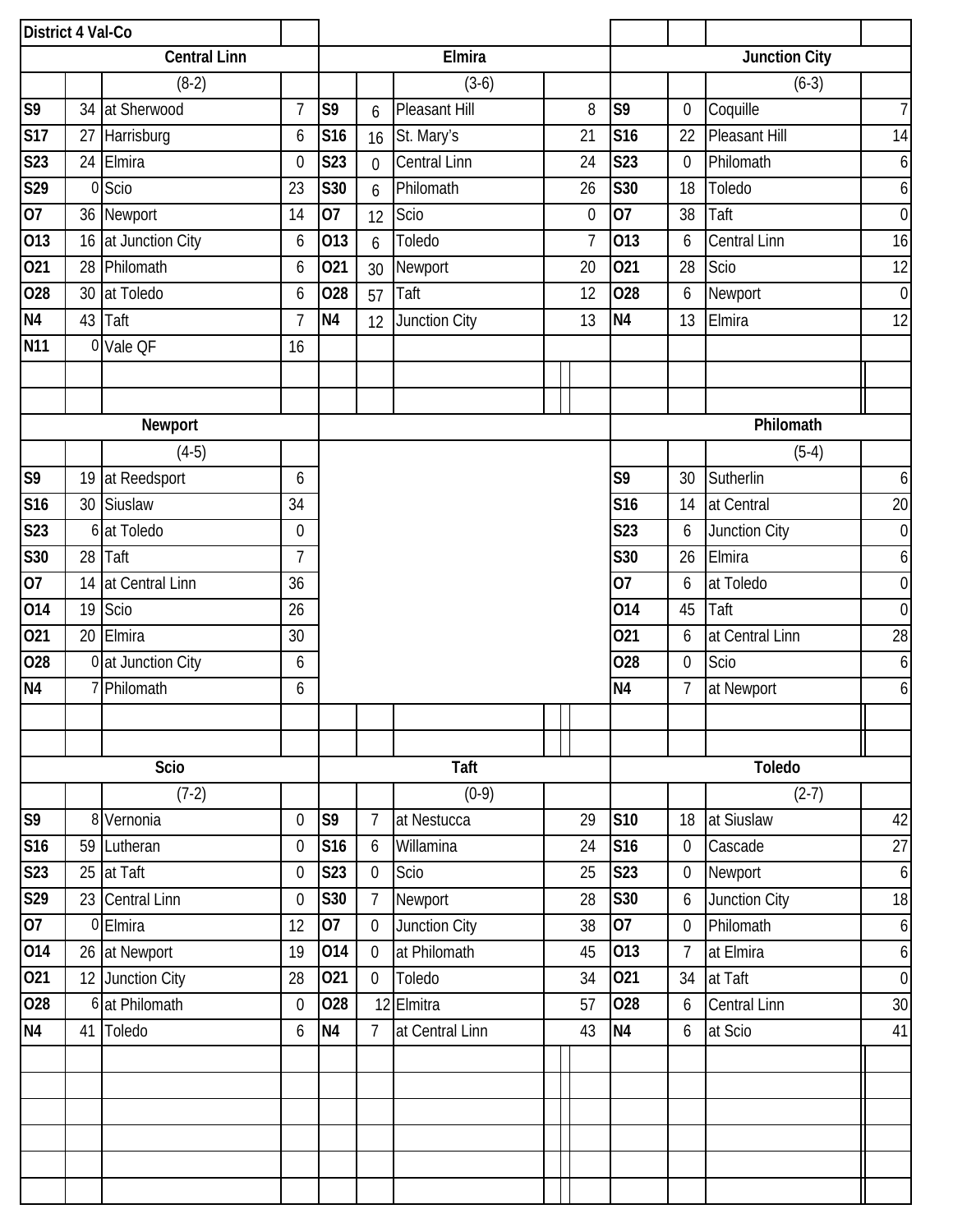## District 4 Val-Co

### Central Linn

(8-2)

| Date | Score | Opponent | Opp Score |
|---|---|---|---|
| S9 | 34 | at Sherwood | 7 |
| S17 | 27 | Harrisburg | 6 |
| S23 | 24 | Elmira | 0 |
| S29 | 0 | Scio | 23 |
| O7 | 36 | Newport | 14 |
| O13 | 16 | at Junction City | 6 |
| O21 | 28 | Philomath | 6 |
| O28 | 30 | at Toledo | 6 |
| N4 | 43 | Taft | 7 |
| N11 | 0 | Vale QF | 16 |

### Elmira

(3-6)

| Date | Score | Opponent | Opp Score |
|---|---|---|---|
| S9 | 6 | Pleasant Hill | 8 |
| S16 | 16 | St. Mary's | 21 |
| S23 | 0 | Central Linn | 24 |
| S30 | 6 | Philomath | 26 |
| O7 | 12 | Scio | 0 |
| O13 | 6 | Toledo | 7 |
| O21 | 30 | Newport | 20 |
| O28 | 57 | Taft | 12 |
| N4 | 12 | Junction City | 13 |

### Junction City

(6-3)

| Date | Score | Opponent | Opp Score |
|---|---|---|---|
| S9 | 0 | Coquille | 7 |
| S16 | 22 | Pleasant Hill | 14 |
| S23 | 0 | Philomath | 6 |
| S30 | 18 | Toledo | 6 |
| O7 | 38 | Taft | 0 |
| O13 | 6 | Central Linn | 16 |
| O21 | 28 | Scio | 12 |
| O28 | 6 | Newport | 0 |
| N4 | 13 | Elmira | 12 |

### Newport

(4-5)

| Date | Score | Opponent | Opp Score |
|---|---|---|---|
| S9 | 19 | at Reedsport | 6 |
| S16 | 30 | Siuslaw | 34 |
| S23 | 6 | at Toledo | 0 |
| S30 | 28 | Taft | 7 |
| O7 | 14 | at Central Linn | 36 |
| O14 | 19 | Scio | 26 |
| O21 | 20 | Elmira | 30 |
| O28 | 0 | at Junction City | 6 |
| N4 | 7 | Philomath | 6 |

### Philomath

(5-4)

| Date | Score | Opponent | Opp Score |
|---|---|---|---|
| S9 | 30 | Sutherlin | 6 |
| S16 | 14 | at Central | 20 |
| S23 | 6 | Junction City | 0 |
| S30 | 26 | Elmira | 6 |
| O7 | 6 | at Toledo | 0 |
| O14 | 45 | Taft | 0 |
| O21 | 6 | at Central Linn | 28 |
| O28 | 0 | Scio | 6 |
| N4 | 7 | at Newport | 6 |

### Scio

(7-2)

| Date | Score | Opponent | Opp Score |
|---|---|---|---|
| S9 | 8 | Vernonia | 0 |
| S16 | 59 | Lutheran | 0 |
| S23 | 25 | at Taft | 0 |
| S29 | 23 | Central Linn | 0 |
| O7 | 0 | Elmira | 12 |
| O14 | 26 | at Newport | 19 |
| O21 | 12 | Junction City | 28 |
| O28 | 6 | at Philomath | 0 |
| N4 | 41 | Toledo | 6 |

### Taft

(0-9)

| Date | Score | Opponent | Opp Score |
|---|---|---|---|
| S9 | 7 | at Nestucca | 29 |
| S16 | 6 | Willamina | 24 |
| S23 | 0 | Scio | 25 |
| S30 | 7 | Newport | 28 |
| O7 | 0 | Junction City | 38 |
| O14 | 0 | at Philomath | 45 |
| O21 | 0 | Toledo | 34 |
| O28 | 12 | Elmitra | 57 |
| N4 | 7 | at Central Linn | 43 |

### Toledo

(2-7)

| Date | Score | Opponent | Opp Score |
|---|---|---|---|
| S10 | 18 | at Siuslaw | 42 |
| S16 | 0 | Cascade | 27 |
| S23 | 0 | Newport | 6 |
| S30 | 6 | Junction City | 18 |
| O7 | 0 | Philomath | 6 |
| O13 | 7 | at Elmira | 6 |
| O21 | 34 | at Taft | 0 |
| O28 | 6 | Central Linn | 30 |
| N4 | 6 | at Scio | 41 |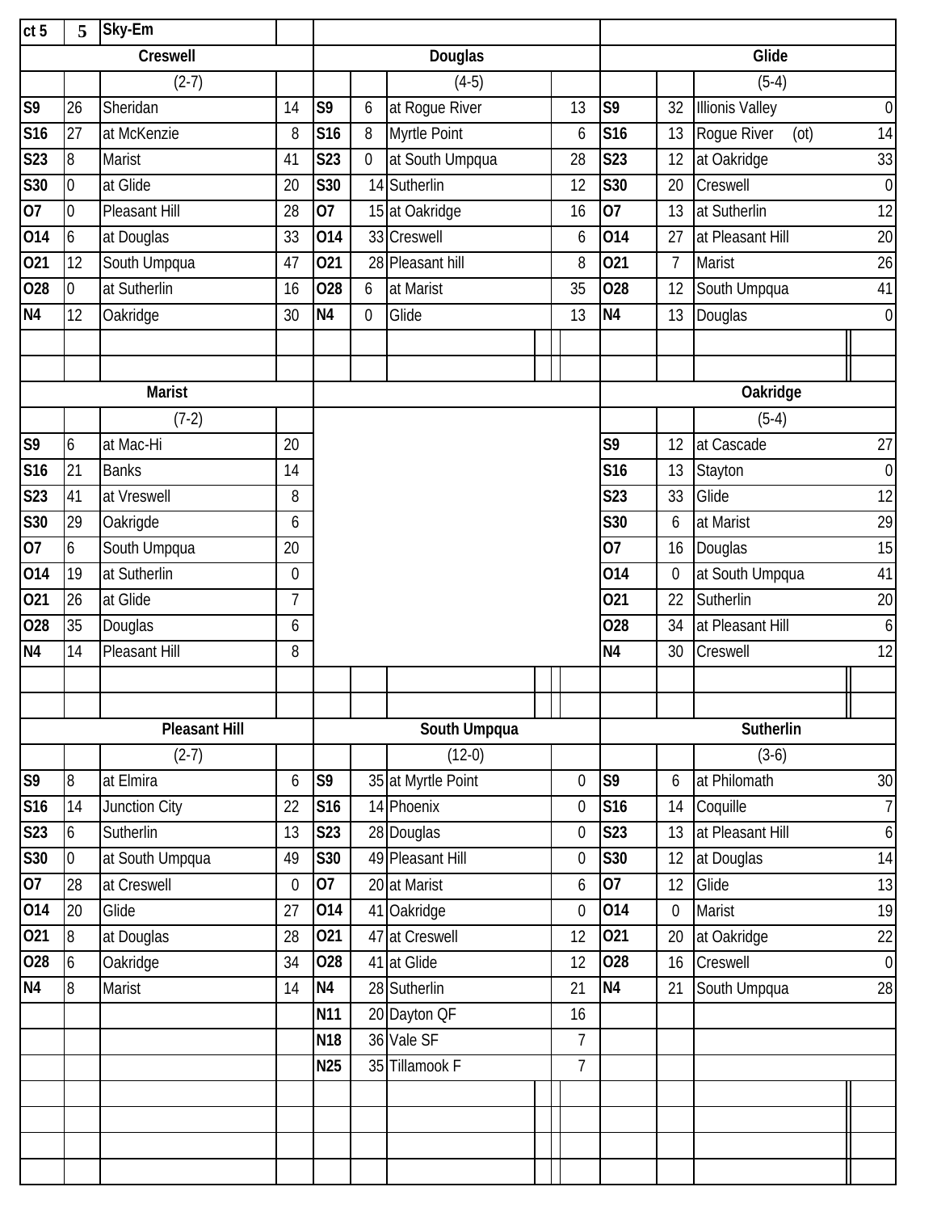| ct 5 | 5 | Sky-Em | |
|---|---|---|---|

## Creswell

(2-7)

| Date | Score | Opponent | Opp |
|---|---|---|---|
| S9 | 26 | Sheridan | 14 |
| S16 | 27 | at McKenzie | 8 |
| S23 | 8 | Marist | 41 |
| S30 | 0 | at Glide | 20 |
| O7 | 0 | Pleasant Hill | 28 |
| O14 | 6 | at Douglas | 33 |
| O21 | 12 | South Umpqua | 47 |
| O28 | 0 | at Sutherlin | 16 |
| N4 | 12 | Oakridge | 30 |

## Douglas

(4-5)

| Date | Score | Opponent | Opp |
|---|---|---|---|
| S9 | 6 | at Rogue River | 13 |
| S16 | 8 | Myrtle Point | 6 |
| S23 | 0 | at South Umpqua | 28 |
| S30 | 14 | Sutherlin | 12 |
| O7 | 15 | at Oakridge | 16 |
| O14 | 33 | Creswell | 6 |
| O21 | 28 | Pleasant hill | 8 |
| O28 | 6 | at Marist | 35 |
| N4 | 0 | Glide | 13 |

## Glide

(5-4)

| Date | Score | Opponent | Opp |
|---|---|---|---|
| S9 | 32 | Illionis Valley | 0 |
| S16 | 13 | Rogue River (ot) | 14 |
| S23 | 12 | at Oakridge | 33 |
| S30 | 20 | Creswell | 0 |
| O7 | 13 | at Sutherlin | 12 |
| O14 | 27 | at Pleasant Hill | 20 |
| O21 | 7 | Marist | 26 |
| O28 | 12 | South Umpqua | 41 |
| N4 | 13 | Douglas | 0 |

## Marist

(7-2)

| Date | Score | Opponent | Opp |
|---|---|---|---|
| S9 | 6 | at Mac-Hi | 20 |
| S16 | 21 | Banks | 14 |
| S23 | 41 | at Vreswell | 8 |
| S30 | 29 | Oakrigde | 6 |
| O7 | 6 | South Umpqua | 20 |
| O14 | 19 | at Sutherlin | 0 |
| O21 | 26 | at Glide | 7 |
| O28 | 35 | Douglas | 6 |
| N4 | 14 | Pleasant Hill | 8 |

## Oakridge

(5-4)

| Date | Score | Opponent | Opp |
|---|---|---|---|
| S9 | 12 | at Cascade | 27 |
| S16 | 13 | Stayton | 0 |
| S23 | 33 | Glide | 12 |
| S30 | 6 | at Marist | 29 |
| O7 | 16 | Douglas | 15 |
| O14 | 0 | at South Umpqua | 41 |
| O21 | 22 | Sutherlin | 20 |
| O28 | 34 | at Pleasant Hill | 6 |
| N4 | 30 | Creswell | 12 |

## Pleasant Hill

(2-7)

| Date | Score | Opponent | Opp |
|---|---|---|---|
| S9 | 8 | at Elmira | 6 |
| S16 | 14 | Junction City | 22 |
| S23 | 6 | Sutherlin | 13 |
| S30 | 0 | at South Umpqua | 49 |
| O7 | 28 | at Creswell | 0 |
| O14 | 20 | Glide | 27 |
| O21 | 8 | at Douglas | 28 |
| O28 | 6 | Oakridge | 34 |
| N4 | 8 | Marist | 14 |

## South Umpqua

(12-0)

| Date | Score | Opponent | Opp |
|---|---|---|---|
| S9 | 35 | at Myrtle Point | 0 |
| S16 | 14 | Phoenix | 0 |
| S23 | 28 | Douglas | 0 |
| S30 | 49 | Pleasant Hill | 0 |
| O7 | 20 | at Marist | 6 |
| O14 | 41 | Oakridge | 0 |
| O21 | 47 | at Creswell | 12 |
| O28 | 41 | at Glide | 12 |
| N4 | 28 | Sutherlin | 21 |
| N11 | 20 | Dayton QF | 16 |
| N18 | 36 | Vale SF | 7 |
| N25 | 35 | Tillamook F | 7 |

## Sutherlin

(3-6)

| Date | Score | Opponent | Opp |
|---|---|---|---|
| S9 | 6 | at Philomath | 30 |
| S16 | 14 | Coquille | 7 |
| S23 | 13 | at Pleasant Hill | 6 |
| S30 | 12 | at Douglas | 14 |
| O7 | 12 | Glide | 13 |
| O14 | 0 | Marist | 19 |
| O21 | 20 | at Oakridge | 22 |
| O28 | 16 | Creswell | 0 |
| N4 | 21 | South Umpqua | 28 |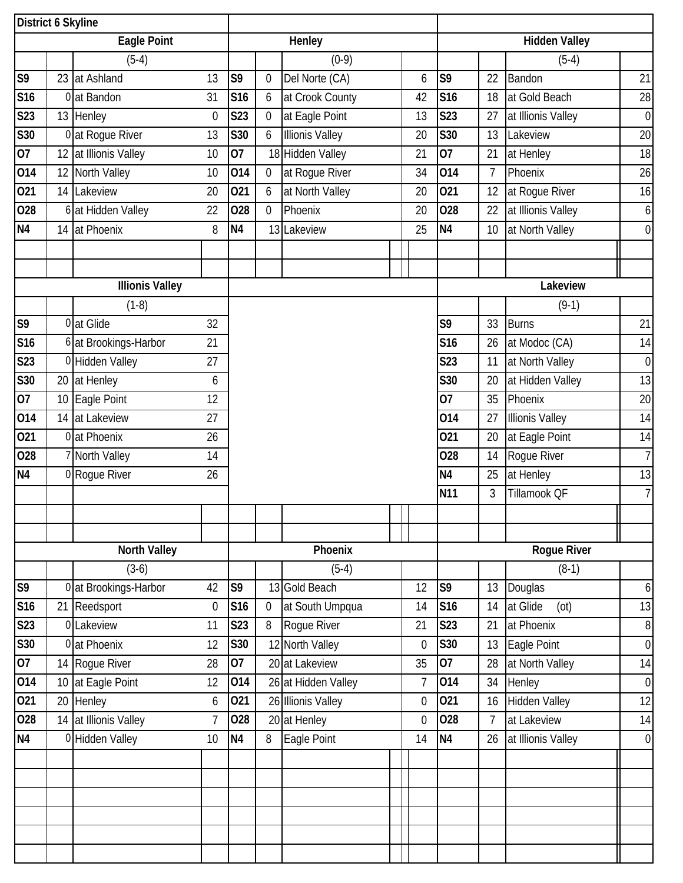## District 6 Skyline

### Eagle Point

(5-4)

| Date | Score | Opponent | Opp |
|---|---|---|---|
| S9 | 23 | at Ashland | 13 |
| S16 | 0 | at Bandon | 31 |
| S23 | 13 | Henley | 0 |
| S30 | 0 | at Rogue River | 13 |
| O7 | 12 | at Illinois Valley | 10 |
| O14 | 12 | North Valley | 10 |
| O21 | 14 | Lakeview | 20 |
| O28 | 6 | at Hidden Valley | 22 |
| N4 | 14 | at Phoenix | 8 |

### Henley

(0-9)

| Date | Score | Opponent | Opp |
|---|---|---|---|
| S9 | 0 | Del Norte (CA) | 6 |
| S16 | 6 | at Crook County | 42 |
| S23 | 0 | at Eagle Point | 13 |
| S30 | 6 | Illionis Valley | 20 |
| O7 | 18 | Hidden Valley | 21 |
| O14 | 0 | at Rogue River | 34 |
| O21 | 6 | at North Valley | 20 |
| O28 | 0 | Phoenix | 20 |
| N4 | 13 | Lakeview | 25 |

### Hidden Valley

(5-4)

| Date | Score | Opponent | Opp |
|---|---|---|---|
| S9 | 22 | Bandon | 21 |
| S16 | 18 | at Gold Beach | 28 |
| S23 | 27 | at Illinois Valley | 0 |
| S30 | 13 | Lakeview | 20 |
| O7 | 21 | at Henley | 18 |
| O14 | 7 | Phoenix | 26 |
| O21 | 12 | at Rogue River | 16 |
| O28 | 22 | at Illinois Valley | 6 |
| N4 | 10 | at North Valley | 0 |

### Illinois Valley

(1-8)

| Date | Score | Opponent | Opp |
|---|---|---|---|
| S9 | 0 | at Glide | 32 |
| S16 | 6 | at Brookings-Harbor | 21 |
| S23 | 0 | Hidden Valley | 27 |
| S30 | 20 | at Henley | 6 |
| O7 | 10 | Eagle Point | 12 |
| O14 | 14 | at Lakeview | 27 |
| O21 | 0 | at Phoenix | 26 |
| O28 | 7 | North Valley | 14 |
| N4 | 0 | Rogue River | 26 |

### Lakeview

(9-1)

| Date | Score | Opponent | Opp |
|---|---|---|---|
| S9 | 33 | Burns | 21 |
| S16 | 26 | at Modoc (CA) | 14 |
| S23 | 11 | at North Valley | 0 |
| S30 | 20 | at Hidden Valley | 13 |
| O7 | 35 | Phoenix | 20 |
| O14 | 27 | Illinois Valley | 14 |
| O21 | 20 | at Eagle Point | 14 |
| O28 | 14 | Rogue River | 7 |
| N4 | 25 | at Henley | 13 |
| N11 | 3 | Tillamook QF | 7 |

### North Valley

(3-6)

| Date | Score | Opponent | Opp |
|---|---|---|---|
| S9 | 0 | at Brookings-Harbor | 42 |
| S16 | 21 | Reedsport | 0 |
| S23 | 0 | Lakeview | 11 |
| S30 | 0 | at Phoenix | 12 |
| O7 | 14 | Rogue River | 28 |
| O14 | 10 | at Eagle Point | 12 |
| O21 | 20 | Henley | 6 |
| O28 | 14 | at Illinois Valley | 7 |
| N4 | 0 | Hidden Valley | 10 |

### Phoenix

(5-4)

| Date | Score | Opponent | Opp |
|---|---|---|---|
| S9 | 13 | Gold Beach | 12 |
| S16 | 0 | at South Umpqua | 14 |
| S23 | 8 | Rogue River | 21 |
| S30 | 12 | North Valley | 0 |
| O7 | 20 | at Lakeview | 35 |
| O14 | 26 | at Hidden Valley | 7 |
| O21 | 26 | Illinois Valley | 0 |
| O28 | 20 | at Henley | 0 |
| N4 | 8 | Eagle Point | 14 |

### Rogue River

(8-1)

| Date | Score | Opponent | Opp |
|---|---|---|---|
| S9 | 13 | Douglas | 6 |
| S16 | 14 | at Glide (ot) | 13 |
| S23 | 21 | at Phoenix | 8 |
| S30 | 13 | Eagle Point | 0 |
| O7 | 28 | at North Valley | 14 |
| O14 | 34 | Henley | 0 |
| O21 | 16 | Hidden Valley | 12 |
| O28 | 7 | at Lakeview | 14 |
| N4 | 26 | at Illinois Valley | 0 |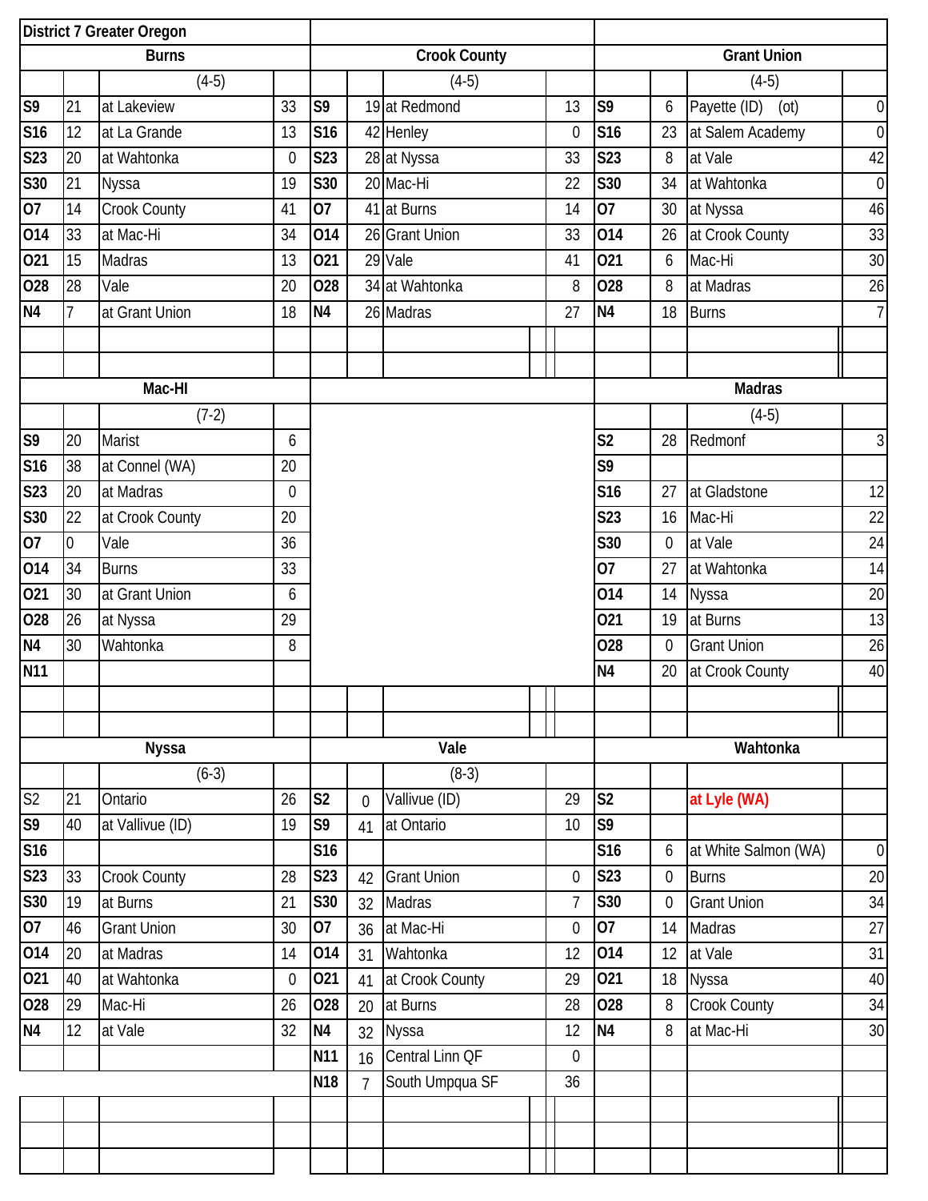## District 7 Greater Oregon

### Burns

(4-5)

| Date | Score | Opponent | Opp |
|---|---|---|---|
| S9 | 21 | at Lakeview | 33 |
| S16 | 12 | at La Grande | 13 |
| S23 | 20 | at Wahtonka | 0 |
| S30 | 21 | Nyssa | 19 |
| O7 | 14 | Crook County | 41 |
| O14 | 33 | at Mac-Hi | 34 |
| O21 | 15 | Madras | 13 |
| O28 | 28 | Vale | 20 |
| N4 | 7 | at Grant Union | 18 |

### Crook County

(4-5)

| Date | Score | Opponent | Opp |
|---|---|---|---|
| S9 | 19 | at Redmond | 13 |
| S16 | 42 | Henley | 0 |
| S23 | 28 | at Nyssa | 33 |
| S30 | 20 | Mac-Hi | 22 |
| O7 | 41 | at Burns | 14 |
| O14 | 26 | Grant Union | 33 |
| O21 | 29 | Vale | 41 |
| O28 | 34 | at Wahtonka | 8 |
| N4 | 26 | Madras | 27 |

### Grant Union

(4-5)

| Date | Score | Opponent | Opp |
|---|---|---|---|
| S9 | 6 | Payette (ID) (ot) | 0 |
| S16 | 23 | at Salem Academy | 0 |
| S23 | 8 | at Vale | 42 |
| S30 | 34 | at Wahtonka | 0 |
| O7 | 30 | at Nyssa | 46 |
| O14 | 26 | at Crook County | 33 |
| O21 | 6 | Mac-Hi | 30 |
| O28 | 8 | at Madras | 26 |
| N4 | 18 | Burns | 7 |

### Mac-HI

(7-2)

| Date | Score | Opponent | Opp |
|---|---|---|---|
| S9 | 20 | Marist | 6 |
| S16 | 38 | at Connel (WA) | 20 |
| S23 | 20 | at Madras | 0 |
| S30 | 22 | at Crook County | 20 |
| O7 | 0 | Vale | 36 |
| O14 | 34 | Burns | 33 |
| O21 | 30 | at Grant Union | 6 |
| O28 | 26 | at Nyssa | 29 |
| N4 | 30 | Wahtonka | 8 |
| N11 | | | |

### Madras

(4-5)

| Date | Score | Opponent | Opp |
|---|---|---|---|
| S2 | 28 | Redmonf | 3 |
| S9 | | | |
| S16 | 27 | at Gladstone | 12 |
| S23 | 16 | Mac-Hi | 22 |
| S30 | 0 | at Vale | 24 |
| O7 | 27 | at Wahtonka | 14 |
| O14 | 14 | Nyssa | 20 |
| O21 | 19 | at Burns | 13 |
| O28 | 0 | Grant Union | 26 |
| N4 | 20 | at Crook County | 40 |

### Nyssa

(6-3)

| Date | Score | Opponent | Opp |
|---|---|---|---|
| S2 | 21 | Ontario | 26 |
| S9 | 40 | at Vallivue (ID) | 19 |
| S16 | | | |
| S23 | 33 | Crook County | 28 |
| S30 | 19 | at Burns | 21 |
| O7 | 46 | Grant Union | 30 |
| O14 | 20 | at Madras | 14 |
| O21 | 40 | at Wahtonka | 0 |
| O28 | 29 | Mac-Hi | 26 |
| N4 | 12 | at Vale | 32 |

### Vale

(8-3)

| Date | Score | Opponent | Opp |
|---|---|---|---|
| S2 | 0 | Vallivue (ID) | 29 |
| S9 | 41 | at Ontario | 10 |
| S16 | | | |
| S23 | 42 | Grant Union | 0 |
| S30 | 32 | Madras | 7 |
| O7 | 36 | at Mac-Hi | 0 |
| O14 | 31 | Wahtonka | 12 |
| O21 | 41 | at Crook County | 29 |
| O28 | 20 | at Burns | 28 |
| N4 | 32 | Nyssa | 12 |
| N11 | 16 | Central Linn QF | 0 |
| N18 | 7 | South Umpqua SF | 36 |

### Wahtonka

| Date | Score | Opponent | Opp |
|---|---|---|---|
| S2 | | at Lyle (WA) | |
| S9 | | | |
| S16 | 6 | at White Salmon (WA) | 0 |
| S23 | 0 | Burns | 20 |
| S30 | 0 | Grant Union | 34 |
| O7 | 14 | Madras | 27 |
| O14 | 12 | at Vale | 31 |
| O21 | 18 | Nyssa | 40 |
| O28 | 8 | Crook County | 34 |
| N4 | 8 | at Mac-Hi | 30 |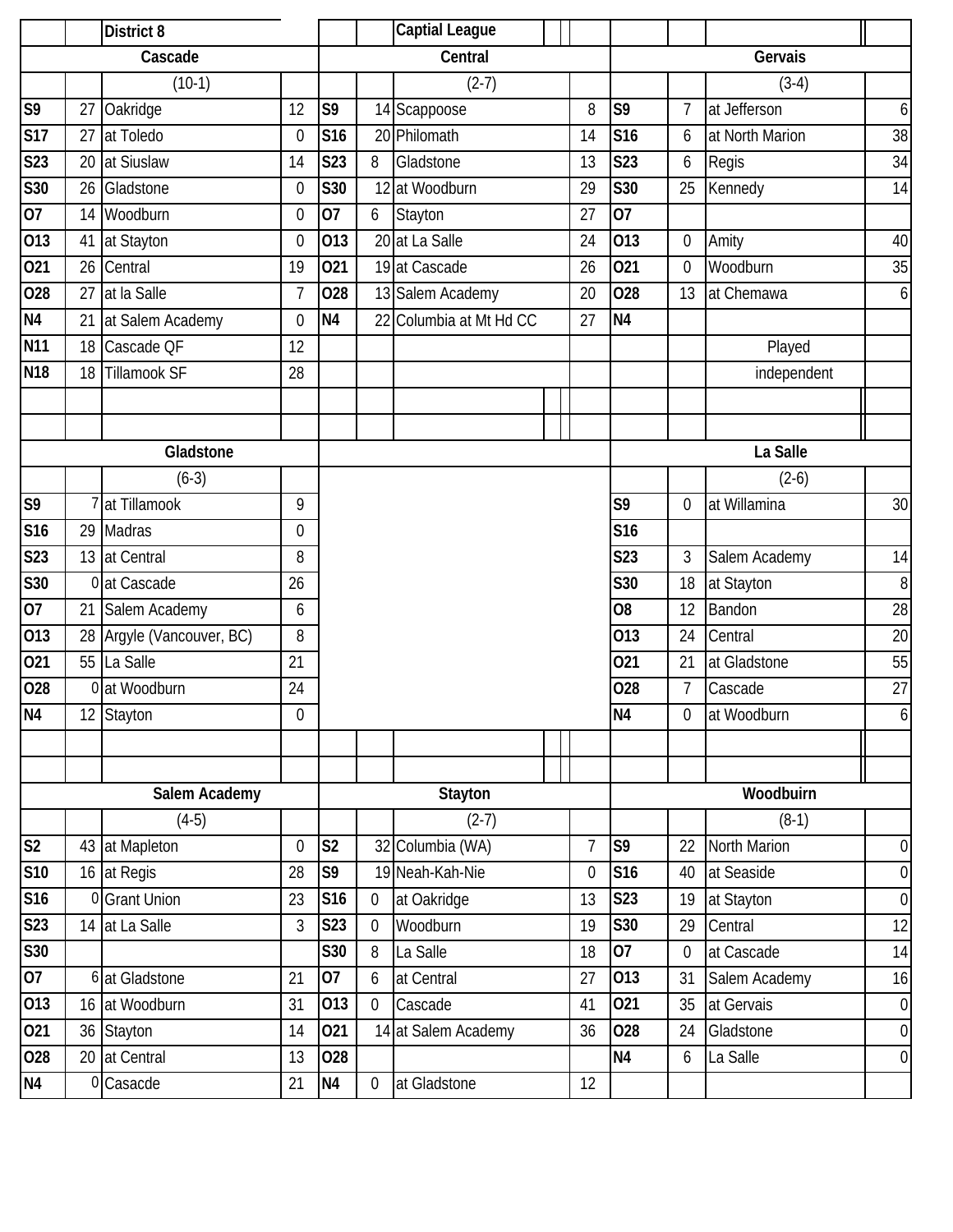## District 8 — Captial League

### Cascade

(10-1)

| | | | |
|---|---|---|---|
| S9 | 27 | Oakridge | 12 |
| S17 | 27 | at Toledo | 0 |
| S23 | 20 | at Siuslaw | 14 |
| S30 | 26 | Gladstone | 0 |
| O7 | 14 | Woodburn | 0 |
| O13 | 41 | at Stayton | 0 |
| O21 | 26 | Central | 19 |
| O28 | 27 | at la Salle | 7 |
| N4 | 21 | at Salem Academy | 0 |
| N11 | 18 | Cascade QF | 12 |
| N18 | 18 | Tillamook SF | 28 |

### Central

(2-7)

| | | | |
|---|---|---|---|
| S9 | 14 | Scappoose | 8 |
| S16 | 20 | Philomath | 14 |
| S23 | 8 | Gladstone | 13 |
| S30 | 12 | at Woodburn | 29 |
| O7 | 6 | Stayton | 27 |
| O13 | 20 | at La Salle | 24 |
| O21 | 19 | at Cascade | 26 |
| O28 | 13 | Salem Academy | 20 |
| N4 | 22 | Columbia at Mt Hd CC | 27 |

### Gervais

(3-4)

| | | | |
|---|---|---|---|
| S9 | 7 | at Jefferson | 6 |
| S16 | 6 | at North Marion | 38 |
| S23 | 6 | Regis | 34 |
| S30 | 25 | Kennedy | 14 |
| O7 | | | |
| O13 | 0 | Amity | 40 |
| O21 | 0 | Woodburn | 35 |
| O28 | 13 | at Chemawa | 6 |
| N4 | | | |

Played independent

### Gladstone

(6-3)

| | | | |
|---|---|---|---|
| S9 | 7 | at Tillamook | 9 |
| S16 | 29 | Madras | 0 |
| S23 | 13 | at Central | 8 |
| S30 | 0 | at Cascade | 26 |
| O7 | 21 | Salem Academy | 6 |
| O13 | 28 | Argyle (Vancouver, BC) | 8 |
| O21 | 55 | La Salle | 21 |
| O28 | 0 | at Woodburn | 24 |
| N4 | 12 | Stayton | 0 |

### La Salle

(2-6)

| | | | |
|---|---|---|---|
| S9 | 0 | at Willamina | 30 |
| S16 | | | |
| S23 | 3 | Salem Academy | 14 |
| S30 | 18 | at Stayton | 8 |
| O8 | 12 | Bandon | 28 |
| O13 | 24 | Central | 20 |
| O21 | 21 | at Gladstone | 55 |
| O28 | 7 | Cascade | 27 |
| N4 | 0 | at Woodburn | 6 |

### Salem Academy

(4-5)

| | | | |
|---|---|---|---|
| S2 | 43 | at Mapleton | 0 |
| S10 | 16 | at Regis | 28 |
| S16 | 0 | Grant Union | 23 |
| S23 | 14 | at La Salle | 3 |
| S30 | | | |
| O7 | 6 | at Gladstone | 21 |
| O13 | 16 | at Woodburn | 31 |
| O21 | 36 | Stayton | 14 |
| O28 | 20 | at Central | 13 |
| N4 | 0 | Casacde | 21 |

### Stayton

(2-7)

| | | | |
|---|---|---|---|
| S2 | 32 | Columbia (WA) | 7 |
| S9 | 19 | Neah-Kah-Nie | 0 |
| S16 | 0 | at Oakridge | 13 |
| S23 | 0 | Woodburn | 19 |
| S30 | 8 | La Salle | 18 |
| O7 | 6 | at Central | 27 |
| O13 | 0 | Cascade | 41 |
| O21 | 14 | at Salem Academy | 36 |
| O28 | | | |
| N4 | 0 | at Gladstone | 12 |

### Woodbuirn

(8-1)

| | | | |
|---|---|---|---|
| S9 | 22 | North Marion | 0 |
| S16 | 40 | at Seaside | 0 |
| S23 | 19 | at Stayton | 0 |
| S30 | 29 | Central | 12 |
| O7 | 0 | at Cascade | 14 |
| O13 | 31 | Salem Academy | 16 |
| O21 | 35 | at Gervais | 0 |
| O28 | 24 | Gladstone | 0 |
| N4 | 6 | La Salle | 0 |